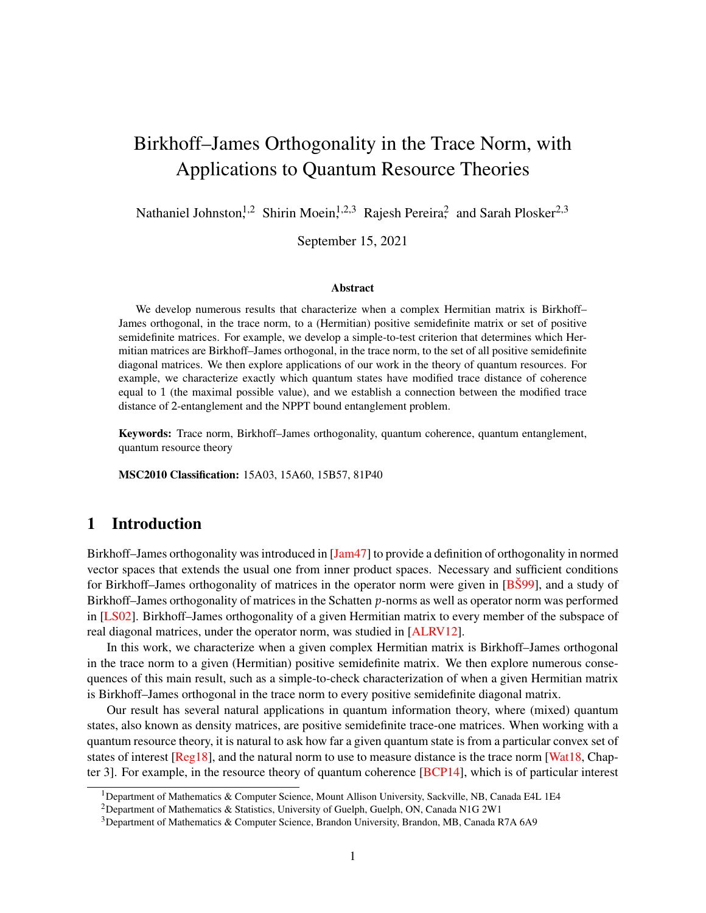# Birkhoff–James Orthogonality in the Trace Norm, with Applications to Quantum Resource Theories

Nathaniel Johnston[1,2] Shirin Moein[1,2,3] Rajesh Pereira[2] and Sarah Plosker[2,3]

September 15, 2021

### Abstract

We develop numerous results that characterize when a complex Hermitian matrix is Birkhoff–James orthogonal, in the trace norm, to a (Hermitian) positive semidefinite matrix or set of positive semidefinite matrices. For example, we develop a simple-to-test criterion that determines which Hermitian matrices are Birkhoff–James orthogonal, in the trace norm, to the set of all positive semidefinite diagonal matrices. We then explore applications of our work in the theory of quantum resources. For example, we characterize exactly which quantum states have modified trace distance of coherence equal to 1 (the maximal possible value), and we establish a connection between the modified trace distance of 2-entanglement and the NPPT bound entanglement problem.

**Keywords:** Trace norm, Birkhoff–James orthogonality, quantum coherence, quantum entanglement, quantum resource theory

**MSC2010 Classification:** 15A03, 15A60, 15B57, 81P40

## 1 Introduction

Birkhoff–James orthogonality was introduced in [Jam47] to provide a definition of orthogonality in normed vector spaces that extends the usual one from inner product spaces. Necessary and sufficient conditions for Birkhoff–James orthogonality of matrices in the operator norm were given in [BŠ99], and a study of Birkhoff–James orthogonality of matrices in the Schatten $p$-norms as well as operator norm was performed in [LS02]. Birkhoff–James orthogonality of a given Hermitian matrix to every member of the subspace of real diagonal matrices, under the operator norm, was studied in [ALRV12].

In this work, we characterize when a given complex Hermitian matrix is Birkhoff–James orthogonal in the trace norm to a given (Hermitian) positive semidefinite matrix. We then explore numerous consequences of this main result, such as a simple-to-check characterization of when a given Hermitian matrix is Birkhoff–James orthogonal in the trace norm to every positive semidefinite diagonal matrix.

Our result has several natural applications in quantum information theory, where (mixed) quantum states, also known as density matrices, are positive semidefinite trace-one matrices. When working with a quantum resource theory, it is natural to ask how far a given quantum state is from a particular convex set of states of interest [Reg18], and the natural norm to use to measure distance is the trace norm [Wat18, Chapter 3]. For example, in the resource theory of quantum coherence [BCP14], which is of particular interest

[1]Department of Mathematics & Computer Science, Mount Allison University, Sackville, NB, Canada E4L 1E4

[2]Department of Mathematics & Statistics, University of Guelph, Guelph, ON, Canada N1G 2W1

[3]Department of Mathematics & Computer Science, Brandon University, Brandon, MB, Canada R7A 6A9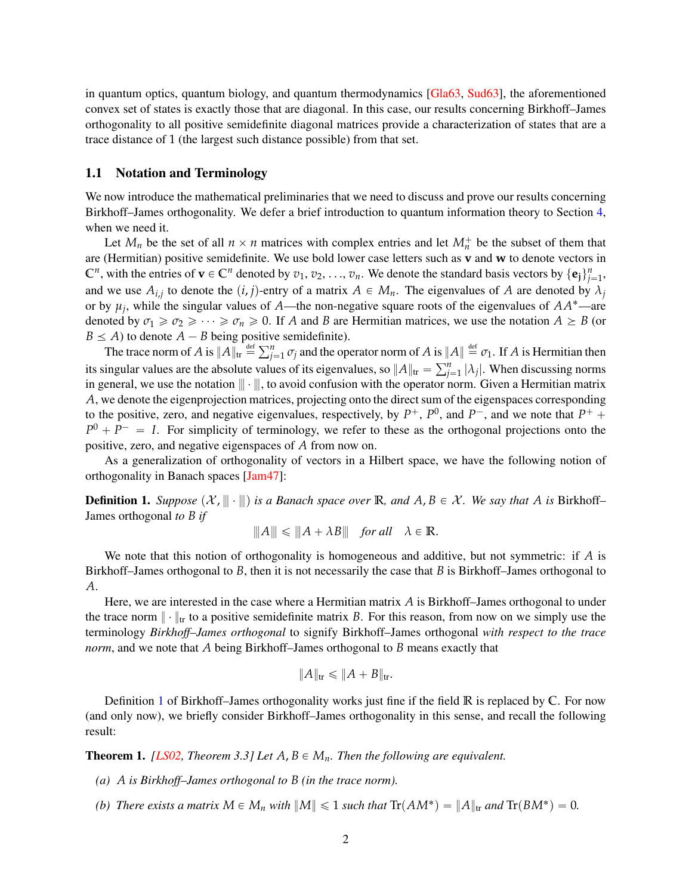in quantum optics, quantum biology, and quantum thermodynamics [Gla63, Sud63], the aforementioned convex set of states is exactly those that are diagonal. In this case, our results concerning Birkhoff–James orthogonality to all positive semidefinite diagonal matrices provide a characterization of states that are a trace distance of 1 (the largest such distance possible) from that set.

## 1.1 Notation and Terminology

We now introduce the mathematical preliminaries that we need to discuss and prove our results concerning Birkhoff–James orthogonality. We defer a brief introduction to quantum information theory to Section 4, when we need it.

Let $M_n$ be the set of all $n \times n$ matrices with complex entries and let $M_n^+$ be the subset of them that are (Hermitian) positive semidefinite. We use bold lower case letters such as $\mathbf{v}$ and $\mathbf{w}$ to denote vectors in $\mathbb{C}^n$, with the entries of $\mathbf{v} \in \mathbb{C}^n$ denoted by $v_1, v_2, \ldots, v_n$. We denote the standard basis vectors by $\{\mathbf{e_j}\}_{j=1}^n$, and we use $A_{i,j}$ to denote the $(i, j)$-entry of a matrix $A \in M_n$. The eigenvalues of $A$ are denoted by $\lambda_j$ or by $\mu_j$, while the singular values of $A$—the non-negative square roots of the eigenvalues of $AA^*$—are denoted by $\sigma_1 \geqslant \sigma_2 \geqslant \cdots \geqslant \sigma_n \geqslant 0$. If $A$ and $B$ are Hermitian matrices, we use the notation $A \geq B$ (or $B \leq A$) to denote $A - B$ being positive semidefinite).

The trace norm of $A$ is $\|A\|_{\mathrm{tr}} \stackrel{\text{def}}{=} \sum_{j=1}^n \sigma_j$ and the operator norm of $A$ is $\|A\| \stackrel{\text{def}}{=} \sigma_1$. If $A$ is Hermitian then its singular values are the absolute values of its eigenvalues, so $\|A\|_{\mathrm{tr}} = \sum_{j=1}^n |\lambda_j|$. When discussing norms in general, we use the notation $|\!|\!| \cdot |\!|\!|$, to avoid confusion with the operator norm. Given a Hermitian matrix $A$, we denote the eigenprojection matrices, projecting onto the direct sum of the eigenspaces corresponding to the positive, zero, and negative eigenvalues, respectively, by $P^+$, $P^0$, and $P^-$, and we note that $P^+ + P^0 + P^- = I$. For simplicity of terminology, we refer to these as the orthogonal projections onto the positive, zero, and negative eigenspaces of $A$ from now on.

As a generalization of orthogonality of vectors in a Hilbert space, we have the following notion of orthogonality in Banach spaces [Jam47]:

**Definition 1.** *Suppose $(\mathcal{X}, |\!|\!| \cdot |\!|\!|)$ is a Banach space over $\mathbb{R}$, and $A, B \in \mathcal{X}$. We say that $A$ is* Birkhoff–James orthogonal *to $B$ if*

$$|\!|\!|A|\!|\!| \leqslant |\!|\!|A + \lambda B|\!|\!| \quad \textit{for all} \quad \lambda \in \mathbb{R}.$$

We note that this notion of orthogonality is homogeneous and additive, but not symmetric: if $A$ is Birkhoff–James orthogonal to $B$, then it is not necessarily the case that $B$ is Birkhoff–James orthogonal to $A$.

Here, we are interested in the case where a Hermitian matrix $A$ is Birkhoff–James orthogonal to under the trace norm $\|\cdot\|_{\mathrm{tr}}$ to a positive semidefinite matrix $B$. For this reason, from now on we simply use the terminology *Birkhoff–James orthogonal* to signify Birkhoff–James orthogonal *with respect to the trace norm*, and we note that $A$ being Birkhoff–James orthogonal to $B$ means exactly that

$$\|A\|_{\mathrm{tr}} \leqslant \|A + B\|_{\mathrm{tr}}.$$

Definition 1 of Birkhoff–James orthogonality works just fine if the field $\mathbb{R}$ is replaced by $\mathbb{C}$. For now (and only now), we briefly consider Birkhoff–James orthogonality in this sense, and recall the following result:

**Theorem 1.** *[LS02, Theorem 3.3] Let $A, B \in M_n$. Then the following are equivalent.*

*(a) $A$ is Birkhoff–James orthogonal to $B$ (in the trace norm).*

*(b) There exists a matrix $M \in M_n$ with $\|M\| \leqslant 1$ such that $\mathrm{Tr}(AM^*) = \|A\|_{\mathrm{tr}}$ and $\mathrm{Tr}(BM^*) = 0$.*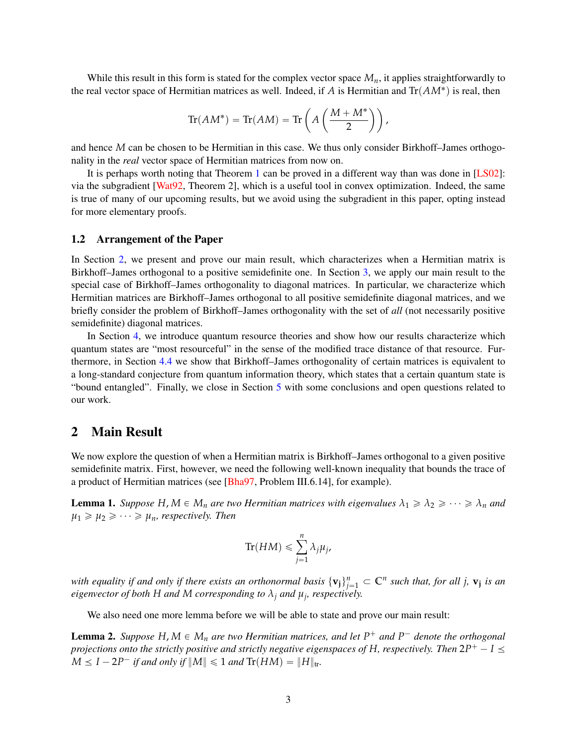While this result in this form is stated for the complex vector space $M_n$, it applies straightforwardly to the real vector space of Hermitian matrices as well. Indeed, if $A$ is Hermitian and $\mathrm{Tr}(AM^*)$ is real, then

$$\mathrm{Tr}(AM^*) = \mathrm{Tr}(AM) = \mathrm{Tr}\left(A\left(\frac{M+M^*}{2}\right)\right),$$

and hence $M$ can be chosen to be Hermitian in this case. We thus only consider Birkhoff–James orthogonality in the *real* vector space of Hermitian matrices from now on.

It is perhaps worth noting that Theorem 1 can be proved in a different way than was done in [LS02]: via the subgradient [Wat92, Theorem 2], which is a useful tool in convex optimization. Indeed, the same is true of many of our upcoming results, but we avoid using the subgradient in this paper, opting instead for more elementary proofs.

### 1.2 Arrangement of the Paper

In Section 2, we present and prove our main result, which characterizes when a Hermitian matrix is Birkhoff–James orthogonal to a positive semidefinite one. In Section 3, we apply our main result to the special case of Birkhoff–James orthogonality to diagonal matrices. In particular, we characterize which Hermitian matrices are Birkhoff–James orthogonal to all positive semidefinite diagonal matrices, and we briefly consider the problem of Birkhoff–James orthogonality with the set of *all* (not necessarily positive semidefinite) diagonal matrices.

In Section 4, we introduce quantum resource theories and show how our results characterize which quantum states are "most resourceful" in the sense of the modified trace distance of that resource. Furthermore, in Section 4.4 we show that Birkhoff–James orthogonality of certain matrices is equivalent to a long-standard conjecture from quantum information theory, which states that a certain quantum state is "bound entangled". Finally, we close in Section 5 with some conclusions and open questions related to our work.

## 2 Main Result

We now explore the question of when a Hermitian matrix is Birkhoff–James orthogonal to a given positive semidefinite matrix. First, however, we need the following well-known inequality that bounds the trace of a product of Hermitian matrices (see [Bha97, Problem III.6.14], for example).

**Lemma 1.** *Suppose $H, M \in M_n$ are two Hermitian matrices with eigenvalues $\lambda_1 \geqslant \lambda_2 \geqslant \cdots \geqslant \lambda_n$ and $\mu_1 \geqslant \mu_2 \geqslant \cdots \geqslant \mu_n$, respectively. Then*

$$\mathrm{Tr}(HM) \leqslant \sum_{j=1}^{n} \lambda_j \mu_j,$$

*with equality if and only if there exists an orthonormal basis $\{\mathbf{v_j}\}_{j=1}^n \subset \mathbb{C}^n$ such that, for all $j$, $\mathbf{v_j}$ is an eigenvector of both $H$ and $M$ corresponding to $\lambda_j$ and $\mu_j$, respectively.*

We also need one more lemma before we will be able to state and prove our main result:

**Lemma 2.** *Suppose $H, M \in M_n$ are two Hermitian matrices, and let $P^+$ and $P^-$ denote the orthogonal projections onto the strictly positive and strictly negative eigenspaces of $H$, respectively. Then $2P^+ - I \preceq M \preceq I - 2P^-$ if and only if $\|M\| \leqslant 1$ and $\mathrm{Tr}(HM) = \|H\|_{\mathrm{tr}}$.*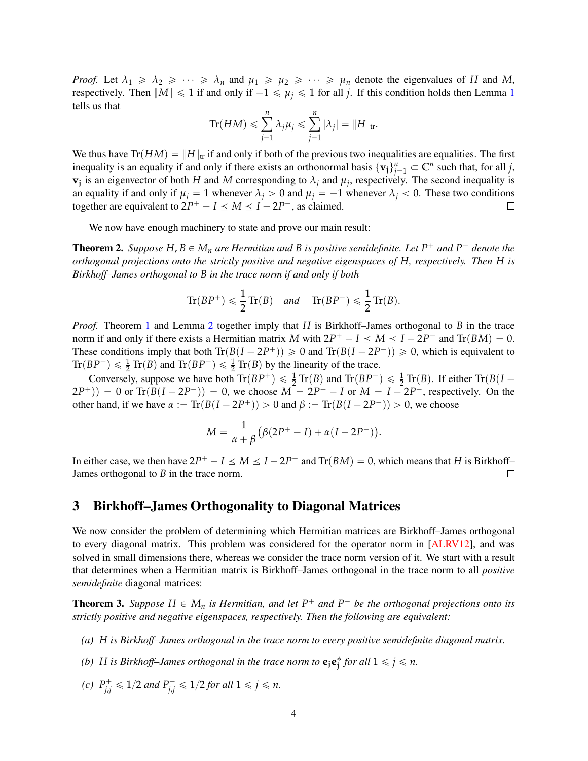*Proof.* Let $\lambda_1 \geqslant \lambda_2 \geqslant \cdots \geqslant \lambda_n$ and $\mu_1 \geqslant \mu_2 \geqslant \cdots \geqslant \mu_n$ denote the eigenvalues of $H$ and $M$, respectively. Then $\|M\| \leqslant 1$ if and only if $-1 \leqslant \mu_j \leqslant 1$ for all $j$. If this condition holds then Lemma 1 tells us that

$$\mathrm{Tr}(HM) \leqslant \sum_{j=1}^{n} \lambda_j \mu_j \leqslant \sum_{j=1}^{n} |\lambda_j| = \|H\|_{\mathrm{tr}}.$$

We thus have $\mathrm{Tr}(HM) = \|H\|_{\mathrm{tr}}$ if and only if both of the previous two inequalities are equalities. The first inequality is an equality if and only if there exists an orthonormal basis $\{\mathbf{v_j}\}_{j=1}^n \subset \mathbb{C}^n$ such that, for all $j$, $\mathbf{v_j}$ is an eigenvector of both $H$ and $M$ corresponding to $\lambda_j$ and $\mu_j$, respectively. The second inequality is an equality if and only if $\mu_j = 1$ whenever $\lambda_j > 0$ and $\mu_j = -1$ whenever $\lambda_j < 0$. These two conditions together are equivalent to $2P^+ - I \preceq M \preceq I - 2P^-$, as claimed. $\square$

We now have enough machinery to state and prove our main result:

**Theorem 2.** *Suppose $H, B \in M_n$ are Hermitian and $B$ is positive semidefinite. Let $P^+$ and $P^-$ denote the orthogonal projections onto the strictly positive and negative eigenspaces of $H$, respectively. Then $H$ is Birkhoff–James orthogonal to $B$ in the trace norm if and only if both*

$$\mathrm{Tr}(BP^+) \leqslant \frac{1}{2}\mathrm{Tr}(B) \quad \text{and} \quad \mathrm{Tr}(BP^-) \leqslant \frac{1}{2}\mathrm{Tr}(B).$$

*Proof.* Theorem 1 and Lemma 2 together imply that $H$ is Birkhoff–James orthogonal to $B$ in the trace norm if and only if there exists a Hermitian matrix $M$ with $2P^+ - I \preceq M \preceq I - 2P^-$ and $\mathrm{Tr}(BM) = 0$. These conditions imply that both $\mathrm{Tr}(B(I - 2P^+)) \geqslant 0$ and $\mathrm{Tr}(B(I - 2P^-)) \geqslant 0$, which is equivalent to $\mathrm{Tr}(BP^+) \leqslant \frac{1}{2}\mathrm{Tr}(B)$ and $\mathrm{Tr}(BP^-) \leqslant \frac{1}{2}\mathrm{Tr}(B)$ by the linearity of the trace.

Conversely, suppose we have both $\mathrm{Tr}(BP^+) \leqslant \frac{1}{2}\mathrm{Tr}(B)$ and $\mathrm{Tr}(BP^-) \leqslant \frac{1}{2}\mathrm{Tr}(B)$. If either $\mathrm{Tr}(B(I - 2P^+)) = 0$ or $\mathrm{Tr}(B(I - 2P^-)) = 0$, we choose $M = 2P^+ - I$ or $M = I - 2P^-$, respectively. On the other hand, if we have $\alpha := \mathrm{Tr}(B(I - 2P^+)) > 0$ and $\beta := \mathrm{Tr}(B(I - 2P^-)) > 0$, we choose

$$M = \frac{1}{\alpha + \beta}\big(\beta(2P^+ - I) + \alpha(I - 2P^-)\big).$$

In either case, we then have $2P^+ - I \preceq M \preceq I - 2P^-$ and $\mathrm{Tr}(BM) = 0$, which means that $H$ is Birkhoff–James orthogonal to $B$ in the trace norm. $\square$

## 3 Birkhoff–James Orthogonality to Diagonal Matrices

We now consider the problem of determining which Hermitian matrices are Birkhoff–James orthogonal to every diagonal matrix. This problem was considered for the operator norm in [ALRV12], and was solved in small dimensions there, whereas we consider the trace norm version of it. We start with a result that determines when a Hermitian matrix is Birkhoff–James orthogonal in the trace norm to all *positive semidefinite* diagonal matrices:

**Theorem 3.** *Suppose $H \in M_n$ is Hermitian, and let $P^+$ and $P^-$ be the orthogonal projections onto its strictly positive and negative eigenspaces, respectively. Then the following are equivalent:*

*(a) $H$ is Birkhoff–James orthogonal in the trace norm to every positive semidefinite diagonal matrix.*

*(b) $H$ is Birkhoff–James orthogonal in the trace norm to $\mathbf{e_j}\mathbf{e_j}^*$ for all $1 \leqslant j \leqslant n$.*

*(c) $P^+_{j,j} \leqslant 1/2$ and $P^-_{j,j} \leqslant 1/2$ for all $1 \leqslant j \leqslant n$.*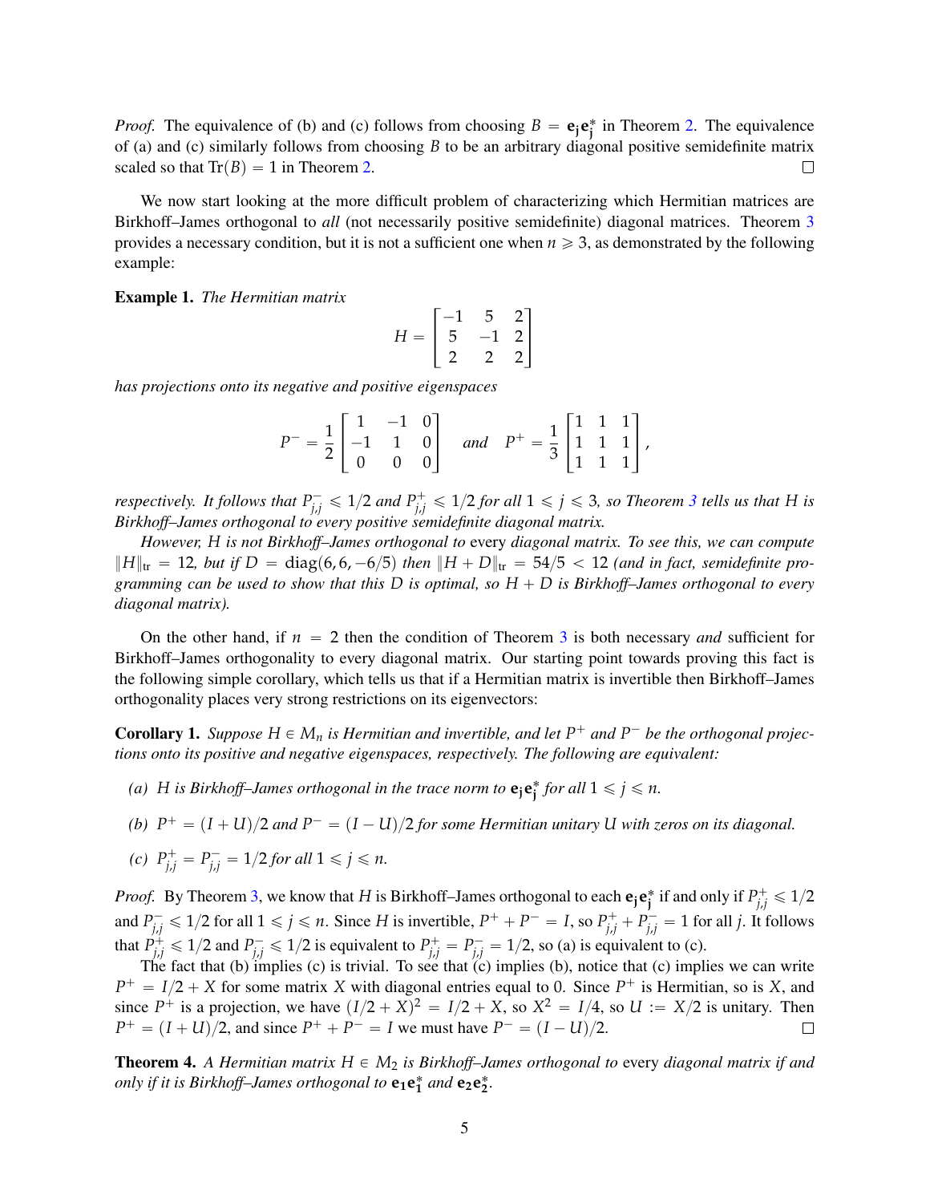*Proof.* The equivalence of (b) and (c) follows from choosing $B = \mathbf{e_j}\mathbf{e_j}^*$ in Theorem 2. The equivalence of (a) and (c) similarly follows from choosing $B$ to be an arbitrary diagonal positive semidefinite matrix scaled so that $\mathrm{Tr}(B) = 1$ in Theorem 2. $\square$

We now start looking at the more difficult problem of characterizing which Hermitian matrices are Birkhoff–James orthogonal to *all* (not necessarily positive semidefinite) diagonal matrices. Theorem 3 provides a necessary condition, but it is not a sufficient one when $n \geqslant 3$, as demonstrated by the following example:

**Example 1.** *The Hermitian matrix*

$$H = \begin{bmatrix} -1 & 5 & 2 \\ 5 & -1 & 2 \\ 2 & 2 & 2 \end{bmatrix}$$

*has projections onto its negative and positive eigenspaces*

$$P^- = \frac{1}{2}\begin{bmatrix} 1 & -1 & 0 \\ -1 & 1 & 0 \\ 0 & 0 & 0 \end{bmatrix} \quad \text{and} \quad P^+ = \frac{1}{3}\begin{bmatrix} 1 & 1 & 1 \\ 1 & 1 & 1 \\ 1 & 1 & 1 \end{bmatrix},$$

*respectively. It follows that $P^-_{j,j} \leqslant 1/2$ and $P^+_{j,j} \leqslant 1/2$ for all $1 \leqslant j \leqslant 3$, so Theorem 3 tells us that $H$ is Birkhoff–James orthogonal to every positive semidefinite diagonal matrix.*

*However, $H$ is not Birkhoff–James orthogonal to* every *diagonal matrix. To see this, we can compute $\|H\|_{\mathrm{tr}} = 12$, but if $D = \mathrm{diag}(6, 6, -6/5)$ then $\|H + D\|_{\mathrm{tr}} = 54/5 < 12$ (and in fact, semidefinite programming can be used to show that this $D$ is optimal, so $H + D$ is Birkhoff–James orthogonal to every diagonal matrix).*

On the other hand, if $n = 2$ then the condition of Theorem 3 is both necessary *and* sufficient for Birkhoff–James orthogonality to every diagonal matrix. Our starting point towards proving this fact is the following simple corollary, which tells us that if a Hermitian matrix is invertible then Birkhoff–James orthogonality places very strong restrictions on its eigenvectors:

**Corollary 1.** *Suppose $H \in M_n$ is Hermitian and invertible, and let $P^+$ and $P^-$ be the orthogonal projections onto its positive and negative eigenspaces, respectively. The following are equivalent:*

- *(a) $H$ is Birkhoff–James orthogonal in the trace norm to $\mathbf{e_j}\mathbf{e_j}^*$ for all $1 \leqslant j \leqslant n$.*
- *(b) $P^+ = (I + U)/2$ and $P^- = (I - U)/2$ for some Hermitian unitary $U$ with zeros on its diagonal.*
- *(c) $P^+_{j,j} = P^-_{j,j} = 1/2$ for all $1 \leqslant j \leqslant n$.*

*Proof.* By Theorem 3, we know that $H$ is Birkhoff–James orthogonal to each $\mathbf{e_j}\mathbf{e_j}^*$ if and only if $P^+_{j,j} \leqslant 1/2$ and $P^-_{j,j} \leqslant 1/2$ for all $1 \leqslant j \leqslant n$. Since $H$ is invertible, $P^+ + P^- = I$, so $P^+_{j,j} + P^-_{j,j} = 1$ for all $j$. It follows that $P^+_{j,j} \leqslant 1/2$ and $P^-_{j,j} \leqslant 1/2$ is equivalent to $P^+_{j,j} = P^-_{j,j} = 1/2$, so (a) is equivalent to (c).

The fact that (b) implies (c) is trivial. To see that (c) implies (b), notice that (c) implies we can write $P^+ = I/2 + X$ for some matrix $X$ with diagonal entries equal to 0. Since $P^+$ is Hermitian, so is $X$, and since $P^+$ is a projection, we have $(I/2 + X)^2 = I/2 + X$, so $X^2 = I/4$, so $U := X/2$ is unitary. Then $P^+ = (I + U)/2$, and since $P^+ + P^- = I$ we must have $P^- = (I - U)/2$. $\square$

**Theorem 4.** *A Hermitian matrix $H \in M_2$ is Birkhoff–James orthogonal to* every *diagonal matrix if and only if it is Birkhoff–James orthogonal to $\mathbf{e_1}\mathbf{e_1}^*$ and $\mathbf{e_2}\mathbf{e_2}^*$.*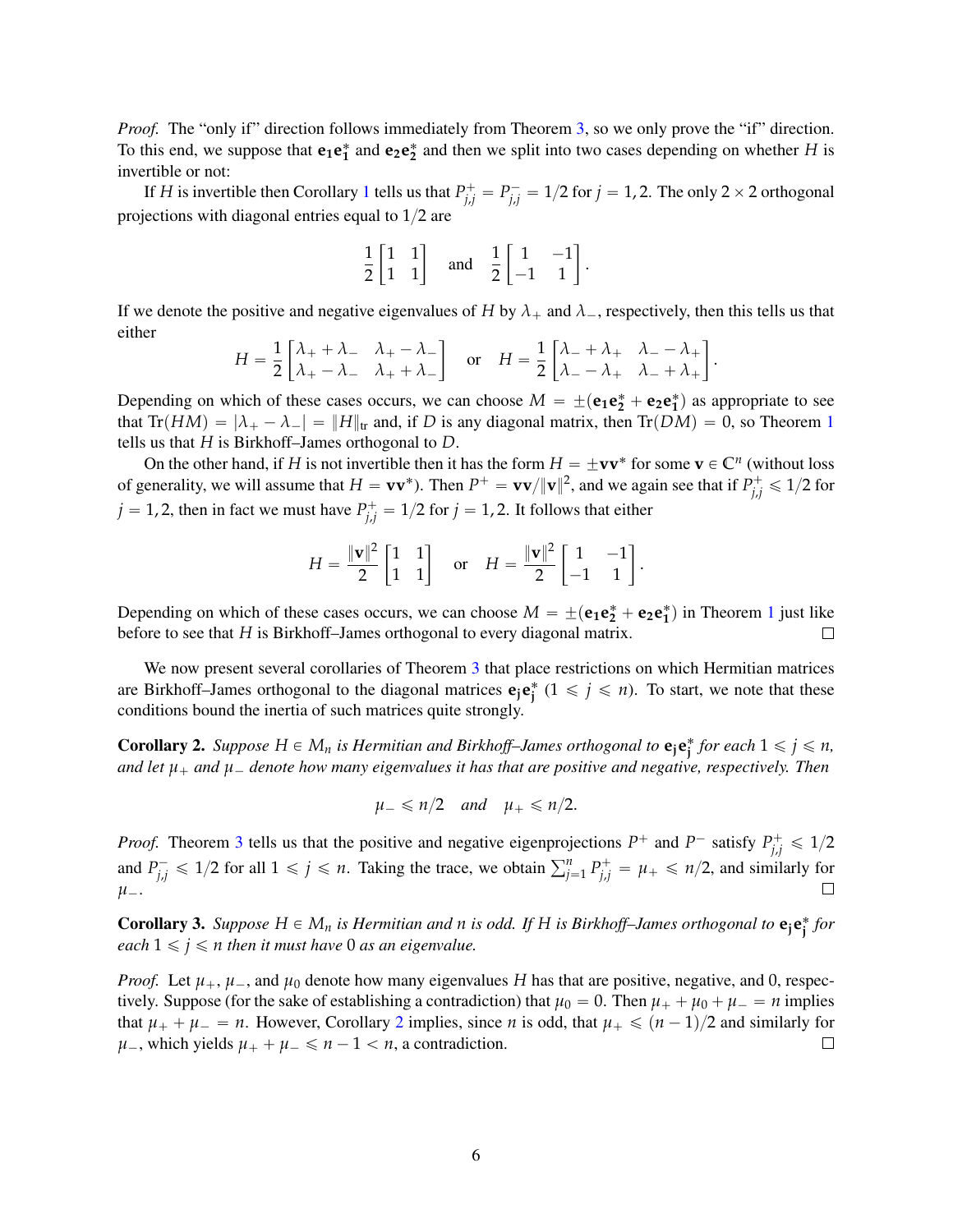*Proof.* The "only if" direction follows immediately from Theorem 3, so we only prove the "if" direction. To this end, we suppose that $\mathbf{e_1}\mathbf{e_1^*}$ and $\mathbf{e_2}\mathbf{e_2^*}$ and then we split into two cases depending on whether $H$ is invertible or not:

If $H$ is invertible then Corollary 1 tells us that $P^+_{j,j} = P^-_{j,j} = 1/2$ for $j = 1, 2$. The only $2 \times 2$ orthogonal projections with diagonal entries equal to $1/2$ are

$$\frac{1}{2}\begin{bmatrix} 1 & 1 \\ 1 & 1 \end{bmatrix} \quad \text{and} \quad \frac{1}{2}\begin{bmatrix} 1 & -1 \\ -1 & 1 \end{bmatrix}.$$

If we denote the positive and negative eigenvalues of $H$ by $\lambda_+$ and $\lambda_-$, respectively, then this tells us that either

$$H = \frac{1}{2}\begin{bmatrix} \lambda_+ + \lambda_- & \lambda_+ - \lambda_- \\ \lambda_+ - \lambda_- & \lambda_+ + \lambda_- \end{bmatrix} \quad \text{or} \quad H = \frac{1}{2}\begin{bmatrix} \lambda_- + \lambda_+ & \lambda_- - \lambda_+ \\ \lambda_- - \lambda_+ & \lambda_- + \lambda_+ \end{bmatrix}.$$

Depending on which of these cases occurs, we can choose $M = \pm(\mathbf{e_1}\mathbf{e_2^*} + \mathbf{e_2}\mathbf{e_1^*})$ as appropriate to see that $\mathrm{Tr}(HM) = |\lambda_+ - \lambda_-| = \|H\|_{\mathrm{tr}}$ and, if $D$ is any diagonal matrix, then $\mathrm{Tr}(DM) = 0$, so Theorem 1 tells us that $H$ is Birkhoff–James orthogonal to $D$.

On the other hand, if $H$ is not invertible then it has the form $H = \pm\mathbf{v}\mathbf{v}^*$ for some $\mathbf{v} \in \mathbb{C}^n$ (without loss of generality, we will assume that $H = \mathbf{v}\mathbf{v}^*$). Then $P^+ = \mathbf{v}\mathbf{v}/\|\mathbf{v}\|^2$, and we again see that if $P^+_{j,j} \leqslant 1/2$ for $j = 1, 2$, then in fact we must have $P^+_{j,j} = 1/2$ for $j = 1, 2$. It follows that either

$$H = \frac{\|\mathbf{v}\|^2}{2}\begin{bmatrix} 1 & 1 \\ 1 & 1 \end{bmatrix} \quad \text{or} \quad H = \frac{\|\mathbf{v}\|^2}{2}\begin{bmatrix} 1 & -1 \\ -1 & 1 \end{bmatrix}.$$

Depending on which of these cases occurs, we can choose $M = \pm(\mathbf{e_1}\mathbf{e_2^*} + \mathbf{e_2}\mathbf{e_1^*})$ in Theorem 1 just like before to see that $H$ is Birkhoff–James orthogonal to every diagonal matrix. $\square$

We now present several corollaries of Theorem 3 that place restrictions on which Hermitian matrices are Birkhoff–James orthogonal to the diagonal matrices $\mathbf{e_j}\mathbf{e_j^*}$ ($1 \leqslant j \leqslant n$). To start, we note that these conditions bound the inertia of such matrices quite strongly.

**Corollary 2.** *Suppose $H \in M_n$ is Hermitian and Birkhoff–James orthogonal to $\mathbf{e_j}\mathbf{e_j^*}$ for each $1 \leqslant j \leqslant n$, and let $\mu_+$ and $\mu_-$ denote how many eigenvalues it has that are positive and negative, respectively. Then*

$$\mu_- \leqslant n/2 \quad \textit{and} \quad \mu_+ \leqslant n/2.$$

*Proof.* Theorem 3 tells us that the positive and negative eigenprojections $P^+$ and $P^-$ satisfy $P^+_{j,j} \leqslant 1/2$ and $P^-_{j,j} \leqslant 1/2$ for all $1 \leqslant j \leqslant n$. Taking the trace, we obtain $\sum_{j=1}^n P^+_{j,j} = \mu_+ \leqslant n/2$, and similarly for $\mu_-$. $\square$

**Corollary 3.** *Suppose $H \in M_n$ is Hermitian and $n$ is odd. If $H$ is Birkhoff–James orthogonal to $\mathbf{e_j}\mathbf{e_j^*}$ for each $1 \leqslant j \leqslant n$ then it must have 0 as an eigenvalue.*

*Proof.* Let $\mu_+$, $\mu_-$, and $\mu_0$ denote how many eigenvalues $H$ has that are positive, negative, and 0, respectively. Suppose (for the sake of establishing a contradiction) that $\mu_0 = 0$. Then $\mu_+ + \mu_0 + \mu_- = n$ implies that $\mu_+ + \mu_- = n$. However, Corollary 2 implies, since $n$ is odd, that $\mu_+ \leqslant (n-1)/2$ and similarly for $\mu_-$, which yields $\mu_+ + \mu_- \leqslant n - 1 < n$, a contradiction. $\square$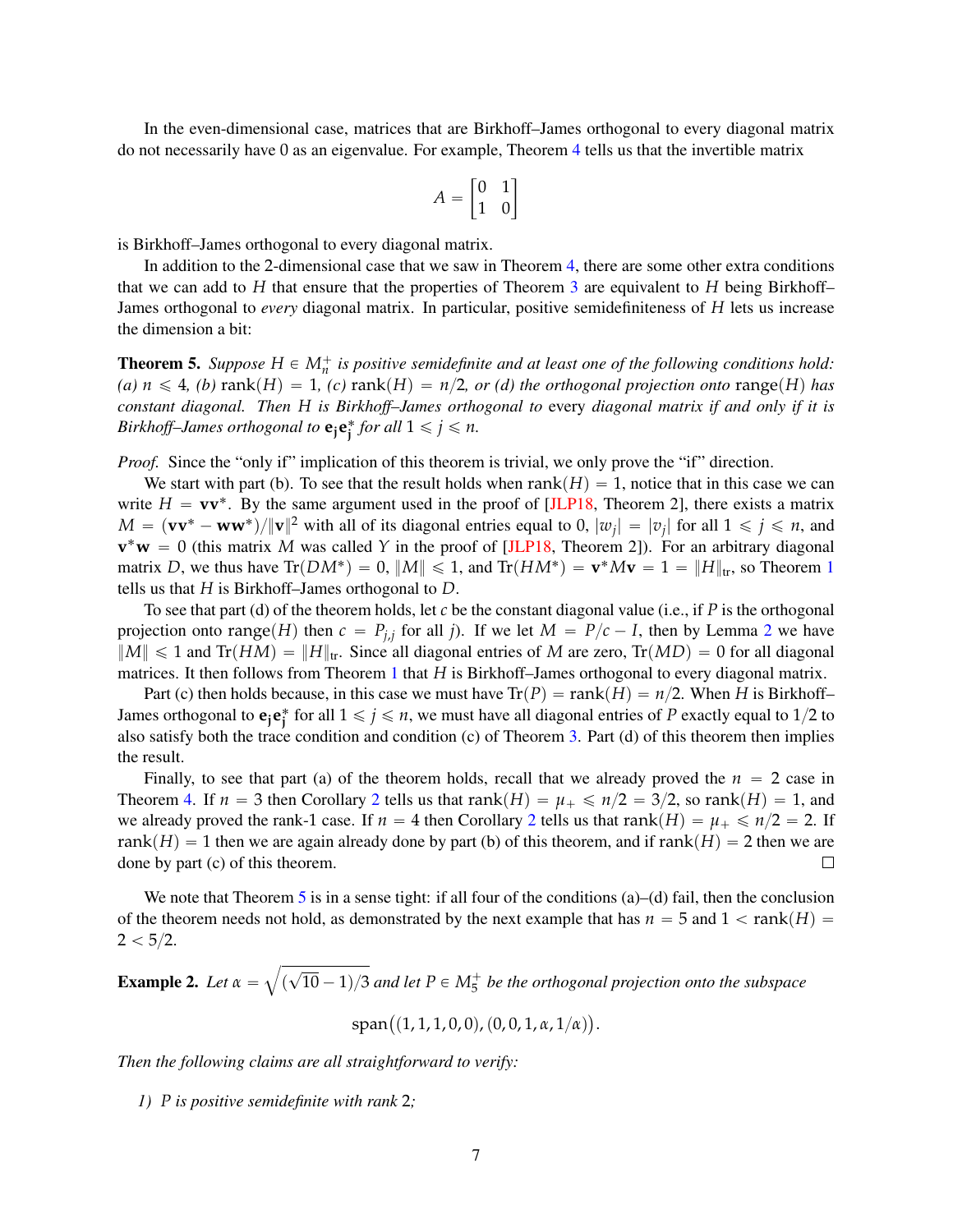In the even-dimensional case, matrices that are Birkhoff–James orthogonal to every diagonal matrix do not necessarily have 0 as an eigenvalue. For example, Theorem 4 tells us that the invertible matrix

$$A = \begin{bmatrix} 0 & 1 \\ 1 & 0 \end{bmatrix}$$

is Birkhoff–James orthogonal to every diagonal matrix.

In addition to the 2-dimensional case that we saw in Theorem 4, there are some other extra conditions that we can add to $H$ that ensure that the properties of Theorem 3 are equivalent to $H$ being Birkhoff–James orthogonal to *every* diagonal matrix. In particular, positive semidefiniteness of $H$ lets us increase the dimension a bit:

**Theorem 5.** *Suppose $H \in M_n^+$ is positive semidefinite and at least one of the following conditions hold: (a) $n \leqslant 4$, (b) $\mathrm{rank}(H) = 1$, (c) $\mathrm{rank}(H) = n/2$, or (d) the orthogonal projection onto $\mathrm{range}(H)$ has constant diagonal. Then $H$ is Birkhoff–James orthogonal to* every *diagonal matrix if and only if it is Birkhoff–James orthogonal to $\mathbf{e_j}\mathbf{e_j}^*$ for all $1 \leqslant j \leqslant n$.*

*Proof.* Since the "only if" implication of this theorem is trivial, we only prove the "if" direction.

We start with part (b). To see that the result holds when $\mathrm{rank}(H) = 1$, notice that in this case we can write $H = \mathbf{v}\mathbf{v}^*$. By the same argument used in the proof of [JLP18, Theorem 2], there exists a matrix $M = (\mathbf{v}\mathbf{v}^* - \mathbf{w}\mathbf{w}^*)/\|\mathbf{v}\|^2$ with all of its diagonal entries equal to 0, $|w_j| = |v_j|$ for all $1 \leqslant j \leqslant n$, and $\mathbf{v}^*\mathbf{w} = 0$ (this matrix $M$ was called $Y$ in the proof of [JLP18, Theorem 2]). For an arbitrary diagonal matrix $D$, we thus have $\mathrm{Tr}(DM^*) = 0$, $\|M\| \leqslant 1$, and $\mathrm{Tr}(HM^*) = \mathbf{v}^*M\mathbf{v} = 1 = \|H\|_{\mathrm{tr}}$, so Theorem 1 tells us that $H$ is Birkhoff–James orthogonal to $D$.

To see that part (d) of the theorem holds, let $c$ be the constant diagonal value (i.e., if $P$ is the orthogonal projection onto $\mathrm{range}(H)$ then $c = P_{j,j}$ for all $j$). If we let $M = P/c - I$, then by Lemma 2 we have $\|M\| \leqslant 1$ and $\mathrm{Tr}(HM) = \|H\|_{\mathrm{tr}}$. Since all diagonal entries of $M$ are zero, $\mathrm{Tr}(MD) = 0$ for all diagonal matrices. It then follows from Theorem 1 that $H$ is Birkhoff–James orthogonal to every diagonal matrix.

Part (c) then holds because, in this case we must have $\mathrm{Tr}(P) = \mathrm{rank}(H) = n/2$. When $H$ is Birkhoff–James orthogonal to $\mathbf{e_j}\mathbf{e_j}^*$ for all $1 \leqslant j \leqslant n$, we must have all diagonal entries of $P$ exactly equal to $1/2$ to also satisfy both the trace condition and condition (c) of Theorem 3. Part (d) of this theorem then implies the result.

Finally, to see that part (a) of the theorem holds, recall that we already proved the $n = 2$ case in Theorem 4. If $n = 3$ then Corollary 2 tells us that $\mathrm{rank}(H) = \mu_+ \leqslant n/2 = 3/2$, so $\mathrm{rank}(H) = 1$, and we already proved the rank-1 case. If $n = 4$ then Corollary 2 tells us that $\mathrm{rank}(H) = \mu_+ \leqslant n/2 = 2$. If $\mathrm{rank}(H) = 1$ then we are again already done by part (b) of this theorem, and if $\mathrm{rank}(H) = 2$ then we are done by part (c) of this theorem. □

We note that Theorem 5 is in a sense tight: if all four of the conditions (a)–(d) fail, then the conclusion of the theorem needs not hold, as demonstrated by the next example that has $n = 5$ and $1 < \mathrm{rank}(H) = 2 < 5/2$.

**Example 2.** *Let $\alpha = \sqrt{(\sqrt{10} - 1)/3}$ and let $P \in M_5^+$ be the orthogonal projection onto the subspace*

$$\mathrm{span}\big((1, 1, 1, 0, 0), (0, 0, 1, \alpha, 1/\alpha)\big).$$

*Then the following claims are all straightforward to verify:*

*1) $P$ is positive semidefinite with rank 2;*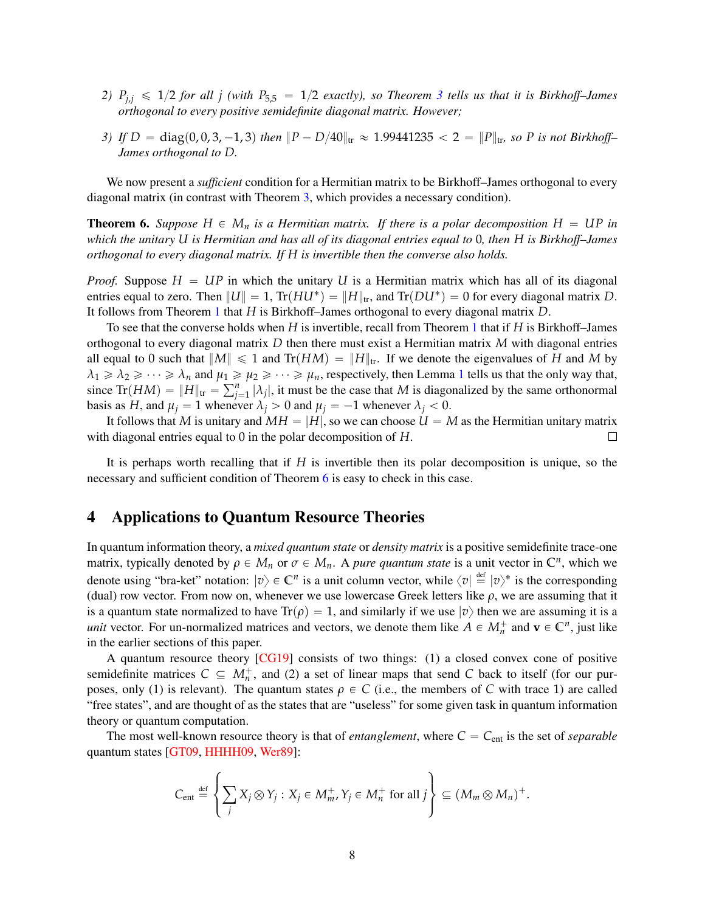2) $P_{j,j} \leqslant 1/2$ *for all* $j$ *(with* $P_{5,5} = 1/2$ *exactly), so Theorem 3 tells us that it is Birkhoff–James orthogonal to every positive semidefinite diagonal matrix. However;*

3) *If* $D = \mathrm{diag}(0,0,3,-1,3)$ *then* $\|P - D/40\|_{\mathrm{tr}} \approx 1.99441235 < 2 = \|P\|_{\mathrm{tr}}$*, so* $P$ *is not Birkhoff–James orthogonal to* $D$*.*

We now present a *sufficient* condition for a Hermitian matrix to be Birkhoff–James orthogonal to every diagonal matrix (in contrast with Theorem 3, which provides a necessary condition).

**Theorem 6.** *Suppose* $H \in M_n$ *is a Hermitian matrix. If there is a polar decomposition* $H = UP$ *in which the unitary* $U$ *is Hermitian and has all of its diagonal entries equal to* 0*, then* $H$ *is Birkhoff–James orthogonal to every diagonal matrix. If* $H$ *is invertible then the converse also holds.*

*Proof.* Suppose $H = UP$ in which the unitary $U$ is a Hermitian matrix which has all of its diagonal entries equal to zero. Then $\|U\| = 1$, $\mathrm{Tr}(HU^*) = \|H\|_{\mathrm{tr}}$, and $\mathrm{Tr}(DU^*) = 0$ for every diagonal matrix $D$. It follows from Theorem 1 that $H$ is Birkhoff–James orthogonal to every diagonal matrix $D$.

To see that the converse holds when $H$ is invertible, recall from Theorem 1 that if $H$ is Birkhoff–James orthogonal to every diagonal matrix $D$ then there must exist a Hermitian matrix $M$ with diagonal entries all equal to 0 such that $\|M\| \leqslant 1$ and $\mathrm{Tr}(HM) = \|H\|_{\mathrm{tr}}$. If we denote the eigenvalues of $H$ and $M$ by $\lambda_1 \geqslant \lambda_2 \geqslant \cdots \geqslant \lambda_n$ and $\mu_1 \geqslant \mu_2 \geqslant \cdots \geqslant \mu_n$, respectively, then Lemma 1 tells us that the only way that, since $\mathrm{Tr}(HM) = \|H\|_{\mathrm{tr}} = \sum_{j=1}^n |\lambda_j|$, it must be the case that $M$ is diagonalized by the same orthonormal basis as $H$, and $\mu_j = 1$ whenever $\lambda_j > 0$ and $\mu_j = -1$ whenever $\lambda_j < 0$.

It follows that $M$ is unitary and $MH = |H|$, so we can choose $U = M$ as the Hermitian unitary matrix with diagonal entries equal to 0 in the polar decomposition of $H$. $\square$

It is perhaps worth recalling that if $H$ is invertible then its polar decomposition is unique, so the necessary and sufficient condition of Theorem 6 is easy to check in this case.

## 4 Applications to Quantum Resource Theories

In quantum information theory, a *mixed quantum state* or *density matrix* is a positive semidefinite trace-one matrix, typically denoted by $\rho \in M_n$ or $\sigma \in M_n$. A *pure quantum state* is a unit vector in $\mathbb{C}^n$, which we denote using "bra-ket" notation: $|v\rangle \in \mathbb{C}^n$ is a unit column vector, while $\langle v| \stackrel{\text{def}}{=} |v\rangle^*$ is the corresponding (dual) row vector. From now on, whenever we use lowercase Greek letters like $\rho$, we are assuming that it is a quantum state normalized to have $\mathrm{Tr}(\rho) = 1$, and similarly if we use $|v\rangle$ then we are assuming it is a *unit* vector. For un-normalized matrices and vectors, we denote them like $A \in M_n^+$ and $\mathbf{v} \in \mathbb{C}^n$, just like in the earlier sections of this paper.

A quantum resource theory [CG19] consists of two things: (1) a closed convex cone of positive semidefinite matrices $C \subseteq M_n^+$, and (2) a set of linear maps that send $C$ back to itself (for our purposes, only (1) is relevant). The quantum states $\rho \in C$ (i.e., the members of $C$ with trace 1) are called "free states", and are thought of as the states that are "useless" for some given task in quantum information theory or quantum computation.

The most well-known resource theory is that of *entanglement*, where $C = C_{\mathrm{ent}}$ is the set of *separable* quantum states [GT09, HHHH09, Wer89]:

$$C_{\mathrm{ent}} \stackrel{\text{def}}{=} \left\{ \sum_j X_j \otimes Y_j : X_j \in M_m^+, Y_j \in M_n^+ \text{ for all } j \right\} \subseteq (M_m \otimes M_n)^+.$$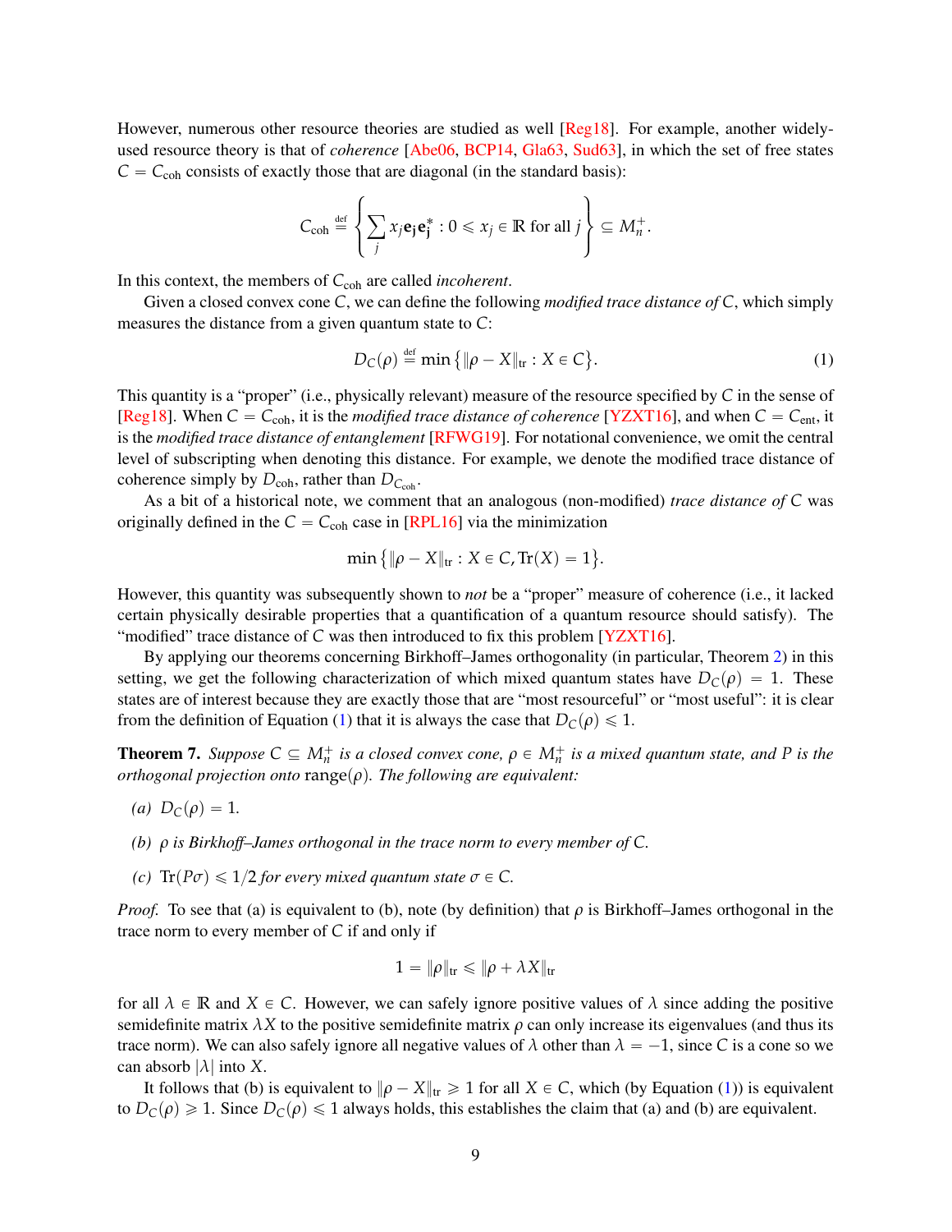However, numerous other resource theories are studied as well [Reg18]. For example, another widely-used resource theory is that of *coherence* [Abe06, BCP14, Gla63, Sud63], in which the set of free states $C = C_{\mathrm{coh}}$ consists of exactly those that are diagonal (in the standard basis):

$$C_{\mathrm{coh}} \stackrel{\text{def}}{=} \left\{ \sum_j x_j \mathbf{e_j} \mathbf{e_j}^* : 0 \leqslant x_j \in \mathbb{R} \text{ for all } j \right\} \subseteq M_n^+.$$

In this context, the members of $C_{\mathrm{coh}}$ are called *incoherent*.

Given a closed convex cone $C$, we can define the following *modified trace distance of* $C$, which simply measures the distance from a given quantum state to $C$:

$$D_C(\rho) \stackrel{\text{def}}{=} \min\big\{ \|\rho - X\|_{\mathrm{tr}} : X \in C \big\}. \tag{1}$$

This quantity is a "proper" (i.e., physically relevant) measure of the resource specified by $C$ in the sense of [Reg18]. When $C = C_{\mathrm{coh}}$, it is the *modified trace distance of coherence* [YZXT16], and when $C = C_{\mathrm{ent}}$, it is the *modified trace distance of entanglement* [RFWG19]. For notational convenience, we omit the central level of subscripting when denoting this distance. For example, we denote the modified trace distance of coherence simply by $D_{\mathrm{coh}}$, rather than $D_{C_{\mathrm{coh}}}$.

As a bit of a historical note, we comment that an analogous (non-modified) *trace distance of* $C$ was originally defined in the $C = C_{\mathrm{coh}}$ case in [RPL16] via the minimization

$$\min\big\{ \|\rho - X\|_{\mathrm{tr}} : X \in C, \mathrm{Tr}(X) = 1 \big\}.$$

However, this quantity was subsequently shown to *not* be a "proper" measure of coherence (i.e., it lacked certain physically desirable properties that a quantification of a quantum resource should satisfy). The "modified" trace distance of $C$ was then introduced to fix this problem [YZXT16].

By applying our theorems concerning Birkhoff–James orthogonality (in particular, Theorem 2) in this setting, we get the following characterization of which mixed quantum states have $D_C(\rho) = 1$. These states are of interest because they are exactly those that are "most resourceful" or "most useful": it is clear from the definition of Equation (1) that it is always the case that $D_C(\rho) \leqslant 1$.

**Theorem 7.** *Suppose $C \subseteq M_n^+$ is a closed convex cone, $\rho \in M_n^+$ is a mixed quantum state, and $P$ is the orthogonal projection onto* $\mathrm{range}(\rho)$. *The following are equivalent:*

*(a)* $D_C(\rho) = 1$.

*(b) $\rho$ is Birkhoff–James orthogonal in the trace norm to every member of $C$.*

*(c)* $\mathrm{Tr}(P\sigma) \leqslant 1/2$ *for every mixed quantum state $\sigma \in C$.*

*Proof.* To see that (a) is equivalent to (b), note (by definition) that $\rho$ is Birkhoff–James orthogonal in the trace norm to every member of $C$ if and only if

$$1 = \|\rho\|_{\mathrm{tr}} \leqslant \|\rho + \lambda X\|_{\mathrm{tr}}$$

for all $\lambda \in \mathbb{R}$ and $X \in C$. However, we can safely ignore positive values of $\lambda$ since adding the positive semidefinite matrix $\lambda X$ to the positive semidefinite matrix $\rho$ can only increase its eigenvalues (and thus its trace norm). We can also safely ignore all negative values of $\lambda$ other than $\lambda = -1$, since $C$ is a cone so we can absorb $|\lambda|$ into $X$.

It follows that (b) is equivalent to $\|\rho - X\|_{\mathrm{tr}} \geqslant 1$ for all $X \in C$, which (by Equation (1)) is equivalent to $D_C(\rho) \geqslant 1$. Since $D_C(\rho) \leqslant 1$ always holds, this establishes the claim that (a) and (b) are equivalent.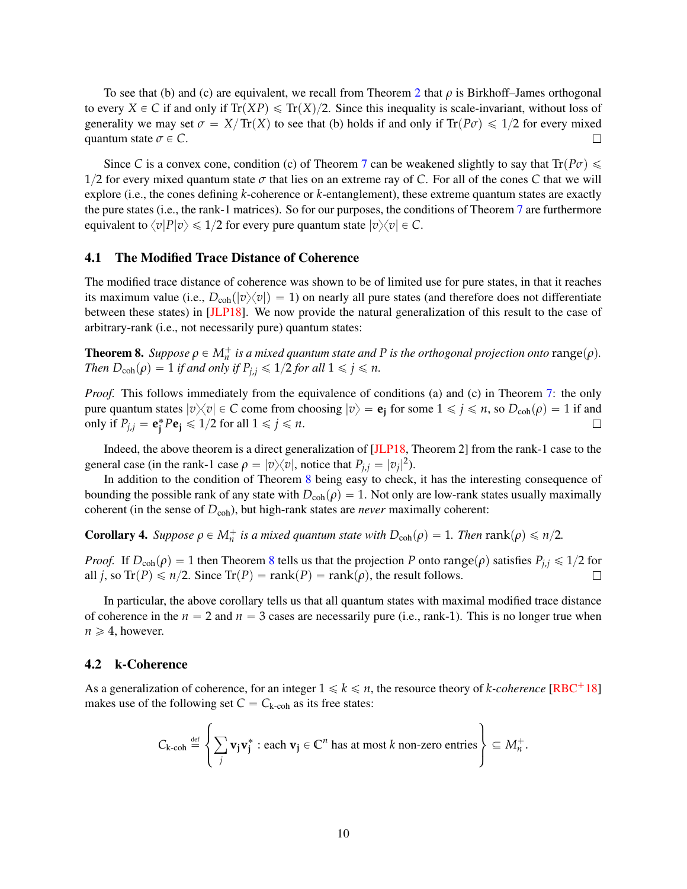To see that (b) and (c) are equivalent, we recall from Theorem 2 that $\rho$ is Birkhoff–James orthogonal to every $X \in C$ if and only if $\mathrm{Tr}(XP) \leqslant \mathrm{Tr}(X)/2$. Since this inequality is scale-invariant, without loss of generality we may set $\sigma = X/\mathrm{Tr}(X)$ to see that (b) holds if and only if $\mathrm{Tr}(P\sigma) \leqslant 1/2$ for every mixed quantum state $\sigma \in C$. ◻

Since $C$ is a convex cone, condition (c) of Theorem 7 can be weakened slightly to say that $\mathrm{Tr}(P\sigma) \leqslant 1/2$ for every mixed quantum state $\sigma$ that lies on an extreme ray of $C$. For all of the cones $C$ that we will explore (i.e., the cones defining $k$-coherence or $k$-entanglement), these extreme quantum states are exactly the pure states (i.e., the rank-1 matrices). So for our purposes, the conditions of Theorem 7 are furthermore equivalent to $\langle v|P|v\rangle \leqslant 1/2$ for every pure quantum state $|v\rangle\langle v| \in C$.

### 4.1 The Modified Trace Distance of Coherence

The modified trace distance of coherence was shown to be of limited use for pure states, in that it reaches its maximum value (i.e., $D_{\mathrm{coh}}(|v\rangle\langle v|) = 1$) on nearly all pure states (and therefore does not differentiate between these states) in [JLP18]. We now provide the natural generalization of this result to the case of arbitrary-rank (i.e., not necessarily pure) quantum states:

**Theorem 8.** *Suppose $\rho \in M_n^+$ is a mixed quantum state and $P$ is the orthogonal projection onto* $\mathrm{range}(\rho)$*. Then $D_{\mathrm{coh}}(\rho) = 1$ if and only if $P_{j,j} \leqslant 1/2$ for all $1 \leqslant j \leqslant n$.*

*Proof.* This follows immediately from the equivalence of conditions (a) and (c) in Theorem 7: the only pure quantum states $|v\rangle\langle v| \in C$ come from choosing $|v\rangle = \mathbf{e_j}$ for some $1 \leqslant j \leqslant n$, so $D_{\mathrm{coh}}(\rho) = 1$ if and only if $P_{j,j} = \mathbf{e_j}^* P \mathbf{e_j} \leqslant 1/2$ for all $1 \leqslant j \leqslant n$. ◻

Indeed, the above theorem is a direct generalization of [JLP18, Theorem 2] from the rank-1 case to the general case (in the rank-1 case $\rho = |v\rangle\langle v|$, notice that $P_{j,j} = |v_j|^2$).

In addition to the condition of Theorem 8 being easy to check, it has the interesting consequence of bounding the possible rank of any state with $D_{\mathrm{coh}}(\rho) = 1$. Not only are low-rank states usually maximally coherent (in the sense of $D_{\mathrm{coh}}$), but high-rank states are *never* maximally coherent:

**Corollary 4.** *Suppose $\rho \in M_n^+$ is a mixed quantum state with $D_{\mathrm{coh}}(\rho) = 1$. Then* $\mathrm{rank}(\rho) \leqslant n/2$*.*

*Proof.* If $D_{\mathrm{coh}}(\rho) = 1$ then Theorem 8 tells us that the projection $P$ onto $\mathrm{range}(\rho)$ satisfies $P_{j,j} \leqslant 1/2$ for all $j$, so $\mathrm{Tr}(P) \leqslant n/2$. Since $\mathrm{Tr}(P) = \mathrm{rank}(P) = \mathrm{rank}(\rho)$, the result follows. ◻

In particular, the above corollary tells us that all quantum states with maximal modified trace distance of coherence in the $n = 2$ and $n = 3$ cases are necessarily pure (i.e., rank-1). This is no longer true when $n \geqslant 4$, however.

### 4.2 k-Coherence

As a generalization of coherence, for an integer $1 \leqslant k \leqslant n$, the resource theory of *k-coherence* [RBC+18] makes use of the following set $C = C_{k\text{-coh}}$ as its free states:

$$C_{k\text{-coh}} \stackrel{\text{def}}{=} \left\{ \sum_j \mathbf{v_j}\mathbf{v_j}^* : \text{each } \mathbf{v_j} \in \mathbb{C}^n \text{ has at most } k \text{ non-zero entries} \right\} \subseteq M_n^+.$$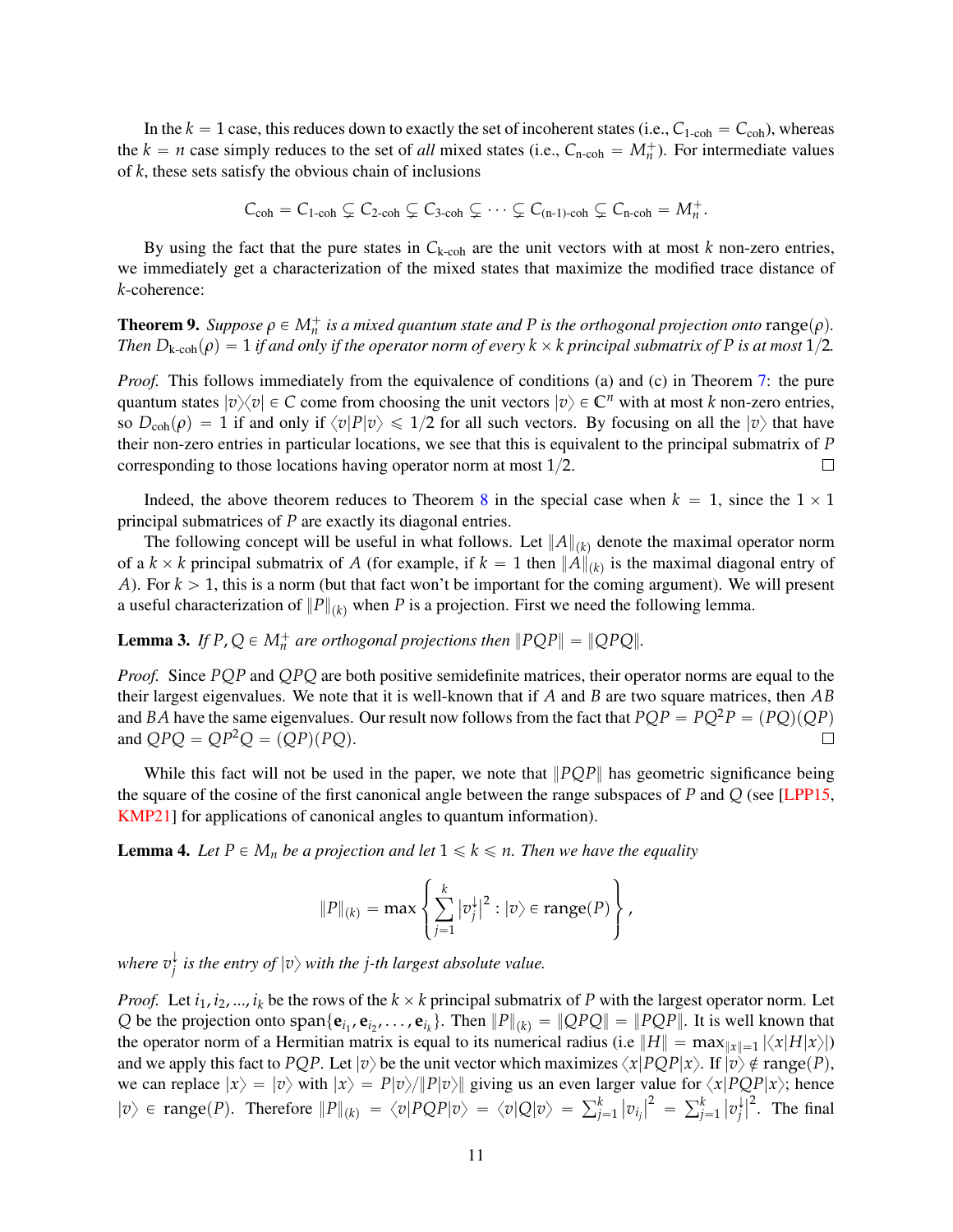In the $k = 1$ case, this reduces down to exactly the set of incoherent states (i.e., $C_{\text{1-coh}} = C_{\text{coh}}$), whereas the $k = n$ case simply reduces to the set of *all* mixed states (i.e., $C_{\text{n-coh}} = M_n^+$). For intermediate values of $k$, these sets satisfy the obvious chain of inclusions

$$C_{\text{coh}} = C_{\text{1-coh}} \subsetneq C_{\text{2-coh}} \subsetneq C_{\text{3-coh}} \subsetneq \cdots \subsetneq C_{\text{(n-1)-coh}} \subsetneq C_{\text{n-coh}} = M_n^+.$$

By using the fact that the pure states in $C_{\text{k-coh}}$ are the unit vectors with at most $k$ non-zero entries, we immediately get a characterization of the mixed states that maximize the modified trace distance of $k$-coherence:

**Theorem 9.** *Suppose $\rho \in M_n^+$ is a mixed quantum state and $P$ is the orthogonal projection onto $\text{range}(\rho)$. Then $D_{\text{k-coh}}(\rho) = 1$ if and only if the operator norm of every $k \times k$ principal submatrix of $P$ is at most $1/2$.*

*Proof.* This follows immediately from the equivalence of conditions (a) and (c) in Theorem 7: the pure quantum states $|v\rangle\langle v| \in C$ come from choosing the unit vectors $|v\rangle \in \mathbb{C}^n$ with at most $k$ non-zero entries, so $D_{\text{coh}}(\rho) = 1$ if and only if $\langle v|P|v\rangle \leqslant 1/2$ for all such vectors. By focusing on all the $|v\rangle$ that have their non-zero entries in particular locations, we see that this is equivalent to the principal submatrix of $P$ corresponding to those locations having operator norm at most $1/2$. □

Indeed, the above theorem reduces to Theorem 8 in the special case when $k = 1$, since the $1 \times 1$ principal submatrices of $P$ are exactly its diagonal entries.

The following concept will be useful in what follows. Let $\|A\|_{(k)}$ denote the maximal operator norm of a $k \times k$ principal submatrix of $A$ (for example, if $k = 1$ then $\|A\|_{(k)}$ is the maximal diagonal entry of $A$). For $k > 1$, this is a norm (but that fact won't be important for the coming argument). We will present a useful characterization of $\|P\|_{(k)}$ when $P$ is a projection. First we need the following lemma.

**Lemma 3.** *If $P, Q \in M_n^+$ are orthogonal projections then $\|PQP\| = \|QPQ\|$.*

*Proof.* Since $PQP$ and $QPQ$ are both positive semidefinite matrices, their operator norms are equal to the their largest eigenvalues. We note that it is well-known that if $A$ and $B$ are two square matrices, then $AB$ and $BA$ have the same eigenvalues. Our result now follows from the fact that $PQP = PQ^2P = (PQ)(QP)$ and $QPQ = QP^2Q = (QP)(PQ)$. □

While this fact will not be used in the paper, we note that $\|PQP\|$ has geometric significance being the square of the cosine of the first canonical angle between the range subspaces of $P$ and $Q$ (see [LPP15, KMP21] for applications of canonical angles to quantum information).

**Lemma 4.** *Let $P \in M_n$ be a projection and let $1 \leqslant k \leqslant n$. Then we have the equality*

$$\|P\|_{(k)} = \max \left\{ \sum_{j=1}^{k} |v_j^{\downarrow}|^2 : |v\rangle \in \text{range}(P) \right\},$$

*where $v_j^{\downarrow}$ is the entry of $|v\rangle$ with the $j$-th largest absolute value.*

*Proof.* Let $i_1, i_2, ..., i_k$ be the rows of the $k \times k$ principal submatrix of $P$ with the largest operator norm. Let $Q$ be the projection onto $\text{span}\{\mathbf{e}_{i_1}, \mathbf{e}_{i_2}, \ldots, \mathbf{e}_{i_k}\}$. Then $\|P\|_{(k)} = \|QPQ\| = \|PQP\|$. It is well known that the operator norm of a Hermitian matrix is equal to its numerical radius (i.e $\|H\| = \max_{\|x\|=1} |\langle x|H|x\rangle|$) and we apply this fact to $PQP$. Let $|v\rangle$ be the unit vector which maximizes $\langle x|PQP|x\rangle$. If $|v\rangle \notin \text{range}(P)$, we can replace $|x\rangle = |v\rangle$ with $|x\rangle = P|v\rangle/\|P|v\rangle\|$ giving us an even larger value for $\langle x|PQP|x\rangle$; hence $|v\rangle \in \text{range}(P)$. Therefore $\|P\|_{(k)} = \langle v|PQP|v\rangle = \langle v|Q|v\rangle = \sum_{j=1}^{k} |v_{i_j}|^2 = \sum_{j=1}^{k} |v_j^{\downarrow}|^2$. The final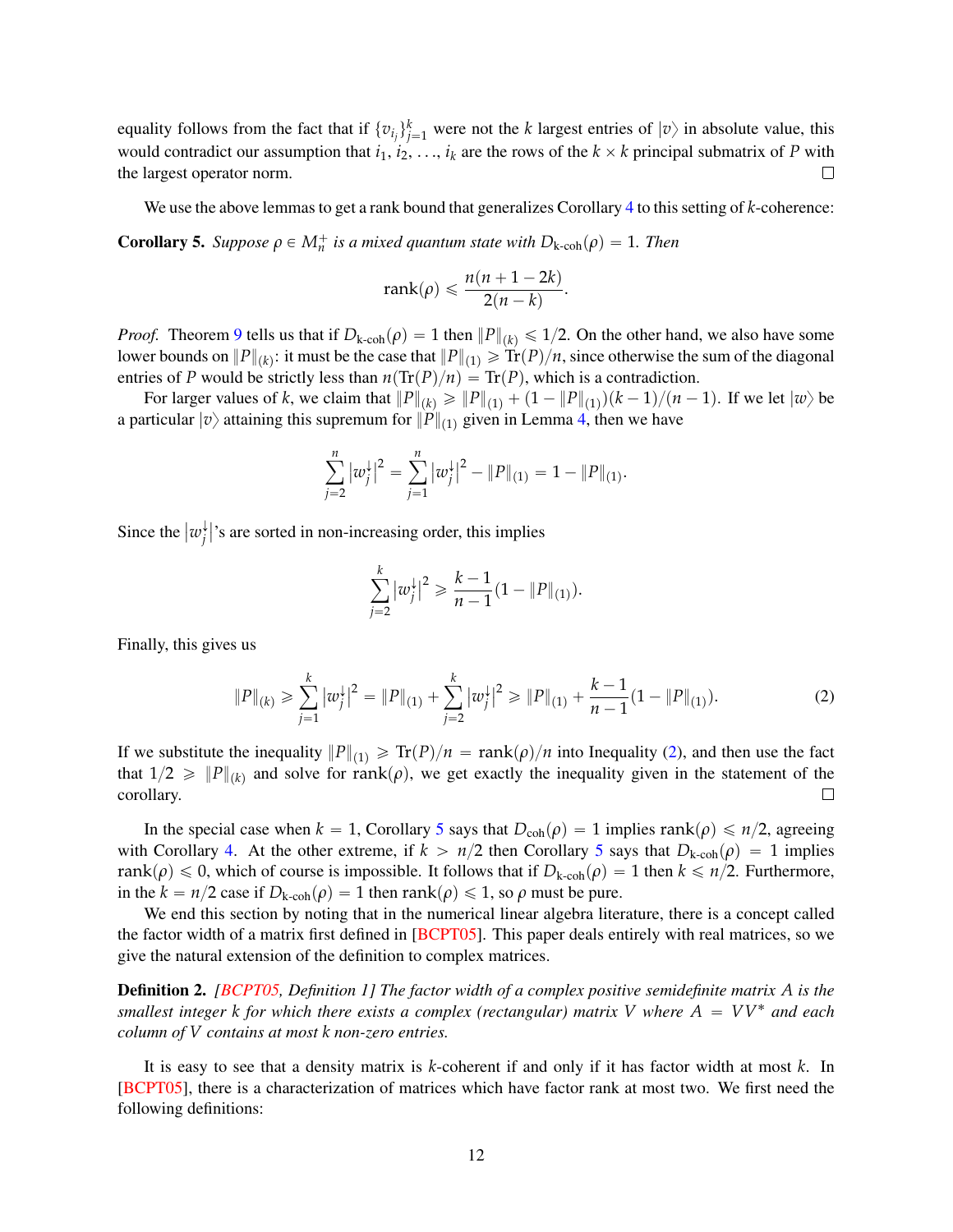equality follows from the fact that if $\{v_{i_j}\}_{j=1}^k$ were not the $k$ largest entries of $|v\rangle$ in absolute value, this would contradict our assumption that $i_1, i_2, \ldots, i_k$ are the rows of the $k \times k$ principal submatrix of $P$ with the largest operator norm. $\square$

We use the above lemmas to get a rank bound that generalizes Corollary 4 to this setting of $k$-coherence:

**Corollary 5.** *Suppose $\rho \in M_n^+$ is a mixed quantum state with $D_{\text{k-coh}}(\rho) = 1$. Then*

$$\mathrm{rank}(\rho) \leqslant \frac{n(n+1-2k)}{2(n-k)}.$$

*Proof.* Theorem 9 tells us that if $D_{\text{k-coh}}(\rho) = 1$ then $\|P\|_{(k)} \leqslant 1/2$. On the other hand, we also have some lower bounds on $\|P\|_{(k)}$: it must be the case that $\|P\|_{(1)} \geqslant \mathrm{Tr}(P)/n$, since otherwise the sum of the diagonal entries of $P$ would be strictly less than $n(\mathrm{Tr}(P)/n) = \mathrm{Tr}(P)$, which is a contradiction.

For larger values of $k$, we claim that $\|P\|_{(k)} \geqslant \|P\|_{(1)} + (1 - \|P\|_{(1)})(k-1)/(n-1)$. If we let $|w\rangle$ be a particular $|v\rangle$ attaining this supremum for $\|P\|_{(1)}$ given in Lemma 4, then we have

$$\sum_{j=2}^{n} \big|w_j^{\downarrow}\big|^2 = \sum_{j=1}^{n} \big|w_j^{\downarrow}\big|^2 - \|P\|_{(1)} = 1 - \|P\|_{(1)}.$$

Since the $\big|w_j^{\downarrow}\big|$'s are sorted in non-increasing order, this implies

$$\sum_{j=2}^{k} \big|w_j^{\downarrow}\big|^2 \geqslant \frac{k-1}{n-1}(1 - \|P\|_{(1)}).$$

Finally, this gives us

$$\|P\|_{(k)} \geqslant \sum_{j=1}^{k} \big|w_j^{\downarrow}\big|^2 = \|P\|_{(1)} + \sum_{j=2}^{k} \big|w_j^{\downarrow}\big|^2 \geqslant \|P\|_{(1)} + \frac{k-1}{n-1}(1 - \|P\|_{(1)}). \tag{2}$$

If we substitute the inequality $\|P\|_{(1)} \geqslant \mathrm{Tr}(P)/n = \mathrm{rank}(\rho)/n$ into Inequality (2), and then use the fact that $1/2 \geqslant \|P\|_{(k)}$ and solve for $\mathrm{rank}(\rho)$, we get exactly the inequality given in the statement of the corollary. $\square$

In the special case when $k = 1$, Corollary 5 says that $D_{\text{coh}}(\rho) = 1$ implies $\mathrm{rank}(\rho) \leqslant n/2$, agreeing with Corollary 4. At the other extreme, if $k > n/2$ then Corollary 5 says that $D_{\text{k-coh}}(\rho) = 1$ implies $\mathrm{rank}(\rho) \leqslant 0$, which of course is impossible. It follows that if $D_{\text{k-coh}}(\rho) = 1$ then $k \leqslant n/2$. Furthermore, in the $k = n/2$ case if $D_{\text{k-coh}}(\rho) = 1$ then $\mathrm{rank}(\rho) \leqslant 1$, so $\rho$ must be pure.

We end this section by noting that in the numerical linear algebra literature, there is a concept called the factor width of a matrix first defined in [BCPT05]. This paper deals entirely with real matrices, so we give the natural extension of the definition to complex matrices.

**Definition 2.** *[BCPT05, Definition 1] The factor width of a complex positive semidefinite matrix $A$ is the smallest integer $k$ for which there exists a complex (rectangular) matrix $V$ where $A = VV^*$ and each column of $V$ contains at most $k$ non-zero entries.*

It is easy to see that a density matrix is $k$-coherent if and only if it has factor width at most $k$. In [BCPT05], there is a characterization of matrices which have factor rank at most two. We first need the following definitions: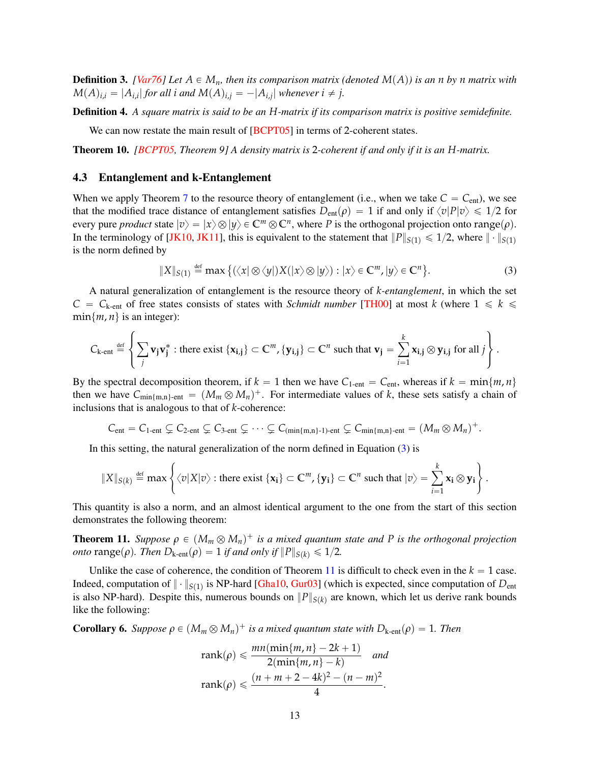**Definition 3.** *[Var76] Let $A \in M_n$, then its comparison matrix (denoted $M(A)$) is an $n$ by $n$ matrix with $M(A)_{i,i} = |A_{i,i}|$ for all $i$ and $M(A)_{i,j} = -|A_{i,j}|$ whenever $i \neq j$.*

**Definition 4.** *A square matrix is said to be an $H$-matrix if its comparison matrix is positive semidefinite.*

We can now restate the main result of [BCPT05] in terms of 2-coherent states.

**Theorem 10.** *[BCPT05, Theorem 9] A density matrix is 2-coherent if and only if it is an $H$-matrix.*

### 4.3 Entanglement and k-Entanglement

When we apply Theorem 7 to the resource theory of entanglement (i.e., when we take $C = C_{\text{ent}}$), we see that the modified trace distance of entanglement satisfies $D_{\text{ent}}(\rho) = 1$ if and only if $\langle v|P|v\rangle \leqslant 1/2$ for every pure *product* state $|v\rangle = |x\rangle \otimes |y\rangle \in \mathbb{C}^m \otimes \mathbb{C}^n$, where $P$ is the orthogonal projection onto range$(\rho)$. In the terminology of [JK10, JK11], this is equivalent to the statement that $\|P\|_{S(1)} \leqslant 1/2$, where $\|\cdot\|_{S(1)}$ is the norm defined by

$$\|X\|_{S(1)} \stackrel{\text{def}}{=} \max\big\{(\langle x| \otimes \langle y|)X(|x\rangle \otimes |y\rangle) : |x\rangle \in \mathbb{C}^m, |y\rangle \in \mathbb{C}^n\big\}. \tag{3}$$

A natural generalization of entanglement is the resource theory of *k-entanglement*, in which the set $C = C_{\text{k-ent}}$ of free states consists of states with *Schmidt number* [TH00] at most $k$ (where $1 \leqslant k \leqslant \min\{m, n\}$ is an integer):

$$C_{\text{k-ent}} \stackrel{\text{def}}{=} \left\{ \sum_j \mathbf{v_j}\mathbf{v_j}^* : \text{there exist } \{\mathbf{x_{i,j}}\} \subset \mathbb{C}^m, \{\mathbf{y_{i,j}}\} \subset \mathbb{C}^n \text{ such that } \mathbf{v_j} = \sum_{i=1}^k \mathbf{x_{i,j}} \otimes \mathbf{y_{i,j}} \text{ for all } j \right\}.$$

By the spectral decomposition theorem, if $k = 1$ then we have $C_{\text{1-ent}} = C_{\text{ent}}$, whereas if $k = \min\{m, n\}$ then we have $C_{\min\{m,n\}\text{-ent}} = (M_m \otimes M_n)^+$. For intermediate values of $k$, these sets satisfy a chain of inclusions that is analogous to that of $k$-coherence:

$$C_{\text{ent}} = C_{\text{1-ent}} \subsetneq C_{\text{2-ent}} \subsetneq C_{\text{3-ent}} \subsetneq \cdots \subsetneq C_{(\min\{m,n\}\text{-1})\text{-ent}} \subsetneq C_{\min\{m,n\}\text{-ent}} = (M_m \otimes M_n)^+.$$

In this setting, the natural generalization of the norm defined in Equation (3) is

$$\|X\|_{S(k)} \stackrel{\text{def}}{=} \max\left\{ \langle v|X|v\rangle : \text{there exist } \{\mathbf{x_i}\} \subset \mathbb{C}^m, \{\mathbf{y_i}\} \subset \mathbb{C}^n \text{ such that } |v\rangle = \sum_{i=1}^k \mathbf{x_i} \otimes \mathbf{y_i} \right\}.$$

This quantity is also a norm, and an almost identical argument to the one from the start of this section demonstrates the following theorem:

**Theorem 11.** *Suppose $\rho \in (M_m \otimes M_n)^+$ is a mixed quantum state and $P$ is the orthogonal projection onto* range$(\rho)$. *Then $D_{\text{k-ent}}(\rho) = 1$ if and only if $\|P\|_{S(k)} \leqslant 1/2$.*

Unlike the case of coherence, the condition of Theorem 11 is difficult to check even in the $k = 1$ case. Indeed, computation of $\|\cdot\|_{S(1)}$ is NP-hard [Gha10, Gur03] (which is expected, since computation of $D_{\text{ent}}$ is also NP-hard). Despite this, numerous bounds on $\|P\|_{S(k)}$ are known, which let us derive rank bounds like the following:

**Corollary 6.** *Suppose $\rho \in (M_m \otimes M_n)^+$ is a mixed quantum state with $D_{\text{k-ent}}(\rho) = 1$. Then*

$$\text{rank}(\rho) \leqslant \frac{mn(\min\{m,n\} - 2k + 1)}{2(\min\{m,n\} - k)} \quad \textit{and}$$

$$\text{rank}(\rho) \leqslant \frac{(n + m + 2 - 4k)^2 - (n - m)^2}{4}.$$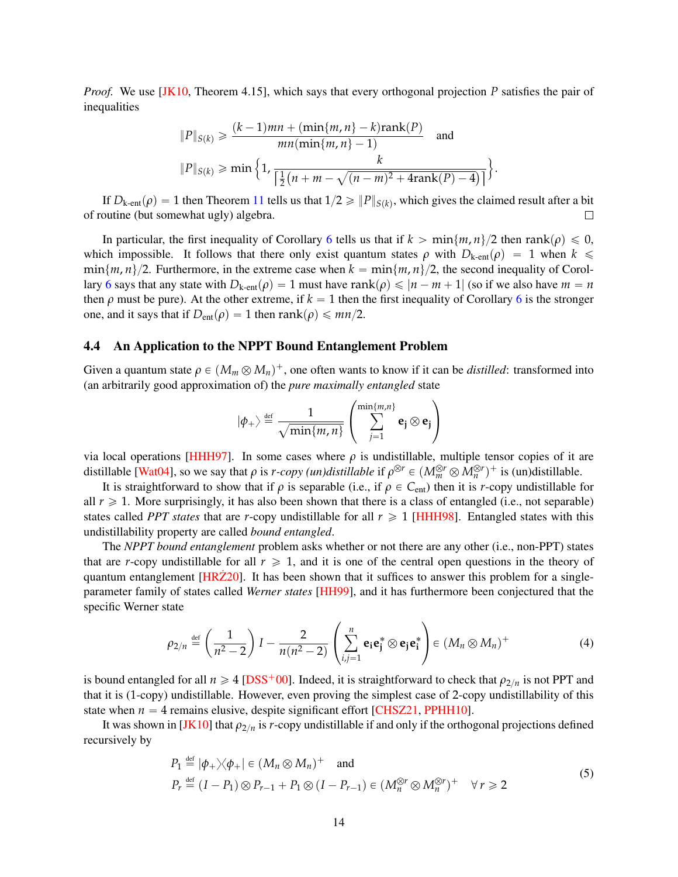*Proof.* We use [JK10, Theorem 4.15], which says that every orthogonal projection $P$ satisfies the pair of inequalities

$$\|P\|_{S(k)} \geqslant \frac{(k-1)mn + (\min\{m,n\} - k)\mathrm{rank}(P)}{mn(\min\{m,n\} - 1)} \quad \text{and}$$

$$\|P\|_{S(k)} \geqslant \min\left\{1, \frac{k}{\left\lceil \frac{1}{2}\left(n + m - \sqrt{(n-m)^2 + 4\mathrm{rank}(P) - 4}\right)\right\rceil}\right\}.$$

If $D_{\text{k-ent}}(\rho) = 1$ then Theorem 11 tells us that $1/2 \geqslant \|P\|_{S(k)}$, which gives the claimed result after a bit of routine (but somewhat ugly) algebra. ∎

In particular, the first inequality of Corollary 6 tells us that if $k > \min\{m,n\}/2$ then $\mathrm{rank}(\rho) \leqslant 0$, which impossible. It follows that there only exist quantum states $\rho$ with $D_{\text{k-ent}}(\rho) = 1$ when $k \leqslant \min\{m,n\}/2$. Furthermore, in the extreme case when $k = \min\{m,n\}/2$, the second inequality of Corollary 6 says that any state with $D_{\text{k-ent}}(\rho) = 1$ must have $\mathrm{rank}(\rho) \leqslant |n - m + 1|$ (so if we also have $m = n$ then $\rho$ must be pure). At the other extreme, if $k = 1$ then the first inequality of Corollary 6 is the stronger one, and it says that if $D_{\text{ent}}(\rho) = 1$ then $\mathrm{rank}(\rho) \leqslant mn/2$.

### 4.4 An Application to the NPPT Bound Entanglement Problem

Given a quantum state $\rho \in (M_m \otimes M_n)^+$, one often wants to know if it can be *distilled*: transformed into (an arbitrarily good approximation of) the *pure maximally entangled* state

$$|\phi_+\rangle \stackrel{\text{def}}{=} \frac{1}{\sqrt{\min\{m,n\}}}\left(\sum_{j=1}^{\min\{m,n\}} \mathbf{e_j} \otimes \mathbf{e_j}\right)$$

via local operations [HHH97]. In some cases where $\rho$ is undistillable, multiple tensor copies of it are distillable [Wat04], so we say that $\rho$ is *r-copy (un)distillable* if $\rho^{\otimes r} \in (M_m^{\otimes r} \otimes M_n^{\otimes r})^+$ is (un)distillable.

It is straightforward to show that if $\rho$ is separable (i.e., if $\rho \in C_{\text{ent}}$) then it is $r$-copy undistillable for all $r \geqslant 1$. More surprisingly, it has also been shown that there is a class of entangled (i.e., not separable) states called *PPT states* that are $r$-copy undistillable for all $r \geqslant 1$ [HHH98]. Entangled states with this undistillability property are called *bound entangled*.

The *NPPT bound entanglement* problem asks whether or not there are any other (i.e., non-PPT) states that are $r$-copy undistillable for all $r \geqslant 1$, and it is one of the central open questions in the theory of quantum entanglement [HRŻ20]. It has been shown that it suffices to answer this problem for a single-parameter family of states called *Werner states* [HH99], and it has furthermore been conjectured that the specific Werner state

$$\rho_{2/n} \stackrel{\text{def}}{=} \left(\frac{1}{n^2 - 2}\right) I - \frac{2}{n(n^2-2)}\left(\sum_{i,j=1}^{n} \mathbf{e_i e_j^*} \otimes \mathbf{e_j e_i^*}\right) \in (M_n \otimes M_n)^+ \tag{4}$$

is bound entangled for all $n \geqslant 4$ [DSS+00]. Indeed, it is straightforward to check that $\rho_{2/n}$ is not PPT and that it is (1-copy) undistillable. However, even proving the simplest case of 2-copy undistillability of this state when $n = 4$ remains elusive, despite significant effort [CHSZ21, PPHH10].

It was shown in [JK10] that $\rho_{2/n}$ is $r$-copy undistillable if and only if the orthogonal projections defined recursively by

$$\begin{aligned} P_1 &\stackrel{\text{def}}{=} |\phi_+\rangle\langle\phi_+| \in (M_n \otimes M_n)^+ \quad \text{and} \\ P_r &\stackrel{\text{def}}{=} (I - P_1) \otimes P_{r-1} + P_1 \otimes (I - P_{r-1}) \in (M_n^{\otimes r} \otimes M_n^{\otimes r})^+ \quad \forall\, r \geqslant 2 \end{aligned} \tag{5}$$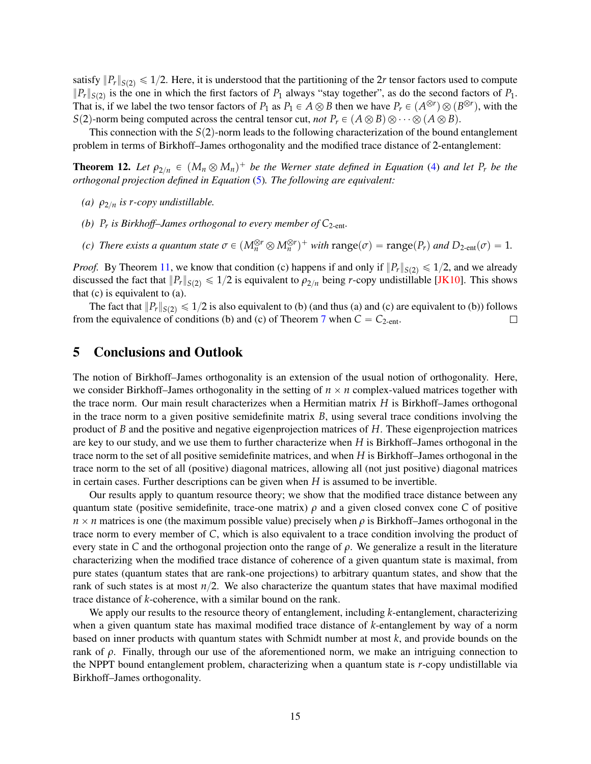satisfy $\|P_r\|_{S(2)} \leqslant 1/2$. Here, it is understood that the partitioning of the $2r$ tensor factors used to compute $\|P_r\|_{S(2)}$ is the one in which the first factors of $P_1$ always "stay together", as do the second factors of $P_1$. That is, if we label the two tensor factors of $P_1$ as $P_1 \in A \otimes B$ then we have $P_r \in (A^{\otimes r}) \otimes (B^{\otimes r})$, with the $S(2)$-norm being computed across the central tensor cut, *not* $P_r \in (A \otimes B) \otimes \cdots \otimes (A \otimes B)$.

This connection with the $S(2)$-norm leads to the following characterization of the bound entanglement problem in terms of Birkhoff–James orthogonality and the modified trace distance of 2-entanglement:

**Theorem 12.** *Let $\rho_{2/n} \in (M_n \otimes M_n)^+$ be the Werner state defined in Equation (4) and let $P_r$ be the orthogonal projection defined in Equation (5). The following are equivalent:*

- *(a) $\rho_{2/n}$ is $r$-copy undistillable.*
- *(b) $P_r$ is Birkhoff–James orthogonal to every member of $C_{2\text{-ent}}$.*
- *(c) There exists a quantum state $\sigma \in (M_n^{\otimes r} \otimes M_n^{\otimes r})^+$ with $\mathrm{range}(\sigma) = \mathrm{range}(P_r)$ and $D_{2\text{-ent}}(\sigma) = 1$.*

*Proof.* By Theorem 11, we know that condition (c) happens if and only if $\|P_r\|_{S(2)} \leqslant 1/2$, and we already discussed the fact that $\|P_r\|_{S(2)} \leqslant 1/2$ is equivalent to $\rho_{2/n}$ being $r$-copy undistillable [JK10]. This shows that (c) is equivalent to (a).

The fact that $\|P_r\|_{S(2)} \leqslant 1/2$ is also equivalent to (b) (and thus (a) and (c) are equivalent to (b)) follows from the equivalence of conditions (b) and (c) of Theorem 7 when $C = C_{2\text{-ent}}$. $\square$

## 5 Conclusions and Outlook

The notion of Birkhoff–James orthogonality is an extension of the usual notion of orthogonality. Here, we consider Birkhoff–James orthogonality in the setting of $n \times n$ complex-valued matrices together with the trace norm. Our main result characterizes when a Hermitian matrix $H$ is Birkhoff–James orthogonal in the trace norm to a given positive semidefinite matrix $B$, using several trace conditions involving the product of $B$ and the positive and negative eigenprojection matrices of $H$. These eigenprojection matrices are key to our study, and we use them to further characterize when $H$ is Birkhoff–James orthogonal in the trace norm to the set of all positive semidefinite matrices, and when $H$ is Birkhoff–James orthogonal in the trace norm to the set of all (positive) diagonal matrices, allowing all (not just positive) diagonal matrices in certain cases. Further descriptions can be given when $H$ is assumed to be invertible.

Our results apply to quantum resource theory; we show that the modified trace distance between any quantum state (positive semidefinite, trace-one matrix) $\rho$ and a given closed convex cone $C$ of positive $n \times n$ matrices is one (the maximum possible value) precisely when $\rho$ is Birkhoff–James orthogonal in the trace norm to every member of $C$, which is also equivalent to a trace condition involving the product of every state in $C$ and the orthogonal projection onto the range of $\rho$. We generalize a result in the literature characterizing when the modified trace distance of coherence of a given quantum state is maximal, from pure states (quantum states that are rank-one projections) to arbitrary quantum states, and show that the rank of such states is at most $n/2$. We also characterize the quantum states that have maximal modified trace distance of $k$-coherence, with a similar bound on the rank.

We apply our results to the resource theory of entanglement, including $k$-entanglement, characterizing when a given quantum state has maximal modified trace distance of $k$-entanglement by way of a norm based on inner products with quantum states with Schmidt number at most $k$, and provide bounds on the rank of $\rho$. Finally, through our use of the aforementioned norm, we make an intriguing connection to the NPPT bound entanglement problem, characterizing when a quantum state is $r$-copy undistillable via Birkhoff–James orthogonality.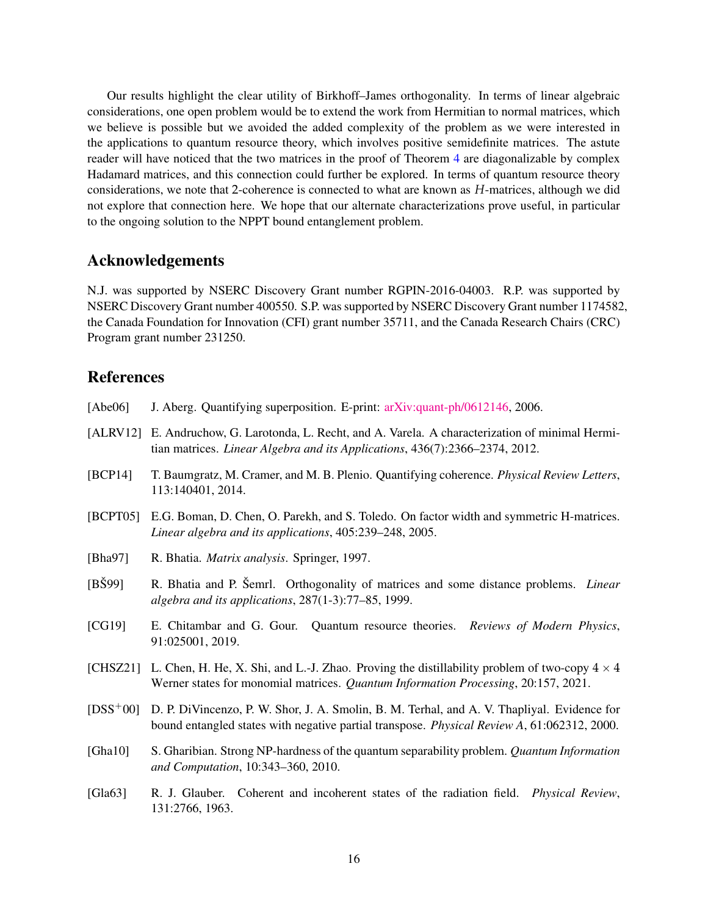Our results highlight the clear utility of Birkhoff–James orthogonality. In terms of linear algebraic considerations, one open problem would be to extend the work from Hermitian to normal matrices, which we believe is possible but we avoided the added complexity of the problem as we were interested in the applications to quantum resource theory, which involves positive semidefinite matrices. The astute reader will have noticed that the two matrices in the proof of Theorem 4 are diagonalizable by complex Hadamard matrices, and this connection could further be explored. In terms of quantum resource theory considerations, we note that 2-coherence is connected to what are known as $H$-matrices, although we did not explore that connection here. We hope that our alternate characterizations prove useful, in particular to the ongoing solution to the NPPT bound entanglement problem.

## Acknowledgements

N.J. was supported by NSERC Discovery Grant number RGPIN-2016-04003. R.P. was supported by NSERC Discovery Grant number 400550. S.P. was supported by NSERC Discovery Grant number 1174582, the Canada Foundation for Innovation (CFI) grant number 35711, and the Canada Research Chairs (CRC) Program grant number 231250.

## References

[Abe06] J. Aberg. Quantifying superposition. E-print: arXiv:quant-ph/0612146, 2006.

[ALRV12] E. Andruchow, G. Larotonda, L. Recht, and A. Varela. A characterization of minimal Hermitian matrices. *Linear Algebra and its Applications*, 436(7):2366–2374, 2012.

[BCP14] T. Baumgratz, M. Cramer, and M. B. Plenio. Quantifying coherence. *Physical Review Letters*, 113:140401, 2014.

[BCPT05] E.G. Boman, D. Chen, O. Parekh, and S. Toledo. On factor width and symmetric H-matrices. *Linear algebra and its applications*, 405:239–248, 2005.

[Bha97] R. Bhatia. *Matrix analysis*. Springer, 1997.

[BŠ99] R. Bhatia and P. Šemrl. Orthogonality of matrices and some distance problems. *Linear algebra and its applications*, 287(1-3):77–85, 1999.

[CG19] E. Chitambar and G. Gour. Quantum resource theories. *Reviews of Modern Physics*, 91:025001, 2019.

[CHSZ21] L. Chen, H. He, X. Shi, and L.-J. Zhao. Proving the distillability problem of two-copy $4 \times 4$ Werner states for monomial matrices. *Quantum Information Processing*, 20:157, 2021.

[DSS+00] D. P. DiVincenzo, P. W. Shor, J. A. Smolin, B. M. Terhal, and A. V. Thapliyal. Evidence for bound entangled states with negative partial transpose. *Physical Review A*, 61:062312, 2000.

[Gha10] S. Gharibian. Strong NP-hardness of the quantum separability problem. *Quantum Information and Computation*, 10:343–360, 2010.

[Gla63] R. J. Glauber. Coherent and incoherent states of the radiation field. *Physical Review*, 131:2766, 1963.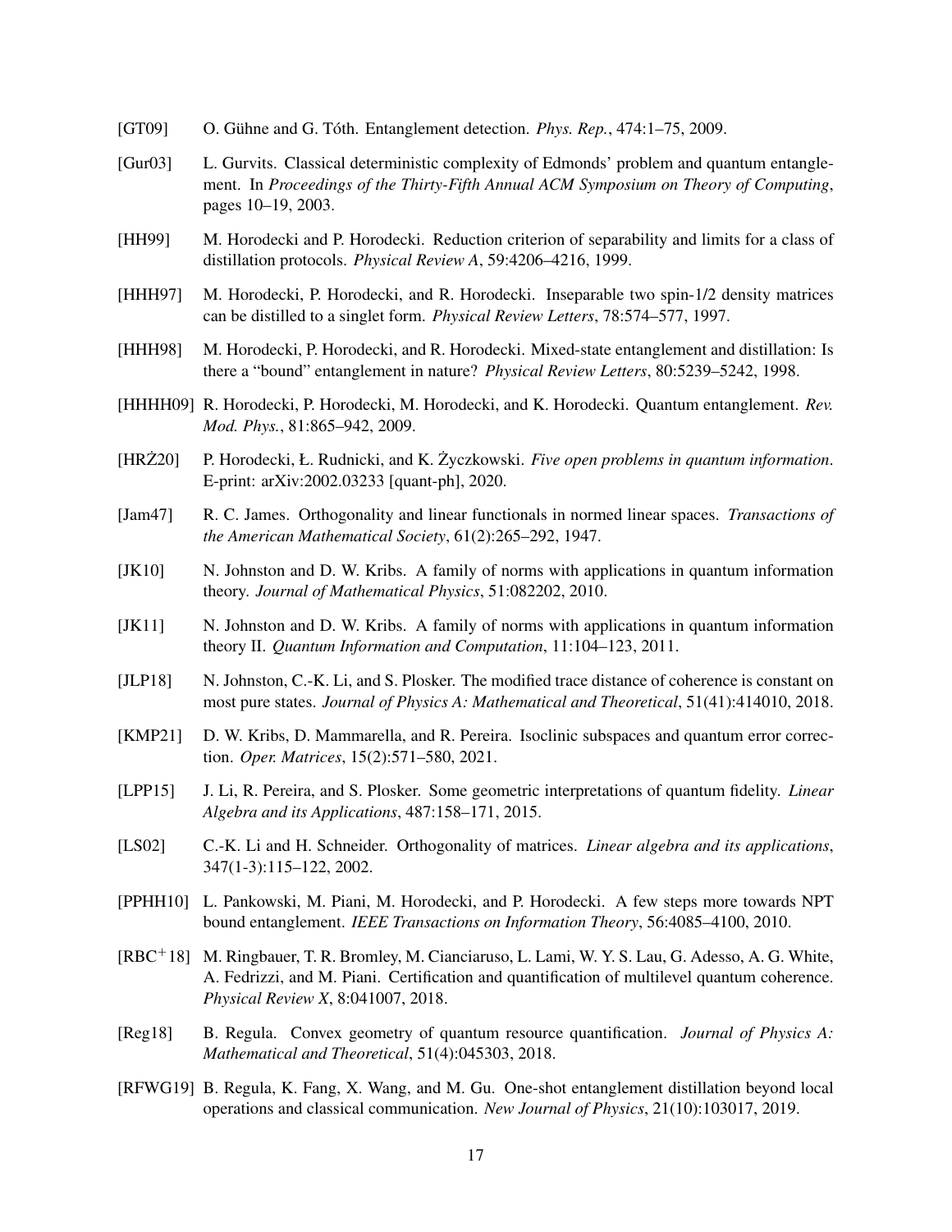[GT09] O. Gühne and G. Tóth. Entanglement detection. *Phys. Rep.*, 474:1–75, 2009.

[Gur03] L. Gurvits. Classical deterministic complexity of Edmonds' problem and quantum entanglement. In *Proceedings of the Thirty-Fifth Annual ACM Symposium on Theory of Computing*, pages 10–19, 2003.

[HH99] M. Horodecki and P. Horodecki. Reduction criterion of separability and limits for a class of distillation protocols. *Physical Review A*, 59:4206–4216, 1999.

[HHH97] M. Horodecki, P. Horodecki, and R. Horodecki. Inseparable two spin-1/2 density matrices can be distilled to a singlet form. *Physical Review Letters*, 78:574–577, 1997.

[HHH98] M. Horodecki, P. Horodecki, and R. Horodecki. Mixed-state entanglement and distillation: Is there a "bound" entanglement in nature? *Physical Review Letters*, 80:5239–5242, 1998.

[HHHH09] R. Horodecki, P. Horodecki, M. Horodecki, and K. Horodecki. Quantum entanglement. *Rev. Mod. Phys.*, 81:865–942, 2009.

[HRŻ20] P. Horodecki, Ł. Rudnicki, and K. Życzkowski. *Five open problems in quantum information*. E-print: arXiv:2002.03233 [quant-ph], 2020.

[Jam47] R. C. James. Orthogonality and linear functionals in normed linear spaces. *Transactions of the American Mathematical Society*, 61(2):265–292, 1947.

[JK10] N. Johnston and D. W. Kribs. A family of norms with applications in quantum information theory. *Journal of Mathematical Physics*, 51:082202, 2010.

[JK11] N. Johnston and D. W. Kribs. A family of norms with applications in quantum information theory II. *Quantum Information and Computation*, 11:104–123, 2011.

[JLP18] N. Johnston, C.-K. Li, and S. Plosker. The modified trace distance of coherence is constant on most pure states. *Journal of Physics A: Mathematical and Theoretical*, 51(41):414010, 2018.

[KMP21] D. W. Kribs, D. Mammarella, and R. Pereira. Isoclinic subspaces and quantum error correction. *Oper. Matrices*, 15(2):571–580, 2021.

[LPP15] J. Li, R. Pereira, and S. Plosker. Some geometric interpretations of quantum fidelity. *Linear Algebra and its Applications*, 487:158–171, 2015.

[LS02] C.-K. Li and H. Schneider. Orthogonality of matrices. *Linear algebra and its applications*, 347(1-3):115–122, 2002.

[PPHH10] L. Pankowski, M. Piani, M. Horodecki, and P. Horodecki. A few steps more towards NPT bound entanglement. *IEEE Transactions on Information Theory*, 56:4085–4100, 2010.

[RBC$^+$18] M. Ringbauer, T. R. Bromley, M. Cianciaruso, L. Lami, W. Y. S. Lau, G. Adesso, A. G. White, A. Fedrizzi, and M. Piani. Certification and quantification of multilevel quantum coherence. *Physical Review X*, 8:041007, 2018.

[Reg18] B. Regula. Convex geometry of quantum resource quantification. *Journal of Physics A: Mathematical and Theoretical*, 51(4):045303, 2018.

[RFWG19] B. Regula, K. Fang, X. Wang, and M. Gu. One-shot entanglement distillation beyond local operations and classical communication. *New Journal of Physics*, 21(10):103017, 2019.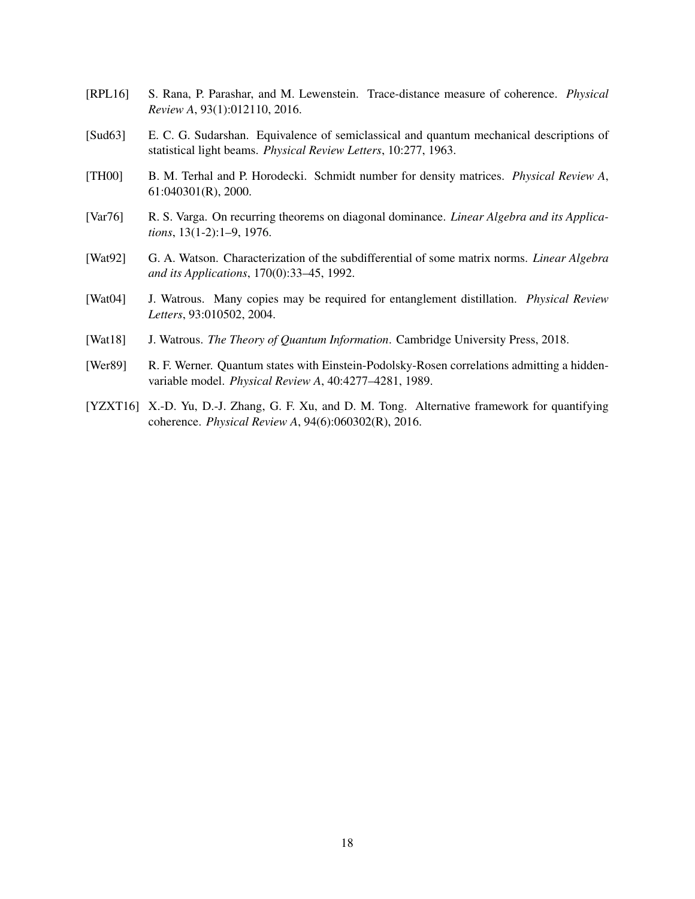[RPL16] S. Rana, P. Parashar, and M. Lewenstein. Trace-distance measure of coherence. *Physical Review A*, 93(1):012110, 2016.

[Sud63] E. C. G. Sudarshan. Equivalence of semiclassical and quantum mechanical descriptions of statistical light beams. *Physical Review Letters*, 10:277, 1963.

[TH00] B. M. Terhal and P. Horodecki. Schmidt number for density matrices. *Physical Review A*, 61:040301(R), 2000.

[Var76] R. S. Varga. On recurring theorems on diagonal dominance. *Linear Algebra and its Applications*, 13(1-2):1–9, 1976.

[Wat92] G. A. Watson. Characterization of the subdifferential of some matrix norms. *Linear Algebra and its Applications*, 170(0):33–45, 1992.

[Wat04] J. Watrous. Many copies may be required for entanglement distillation. *Physical Review Letters*, 93:010502, 2004.

[Wat18] J. Watrous. *The Theory of Quantum Information*. Cambridge University Press, 2018.

[Wer89] R. F. Werner. Quantum states with Einstein-Podolsky-Rosen correlations admitting a hidden-variable model. *Physical Review A*, 40:4277–4281, 1989.

[YZXT16] X.-D. Yu, D.-J. Zhang, G. F. Xu, and D. M. Tong. Alternative framework for quantifying coherence. *Physical Review A*, 94(6):060302(R), 2016.